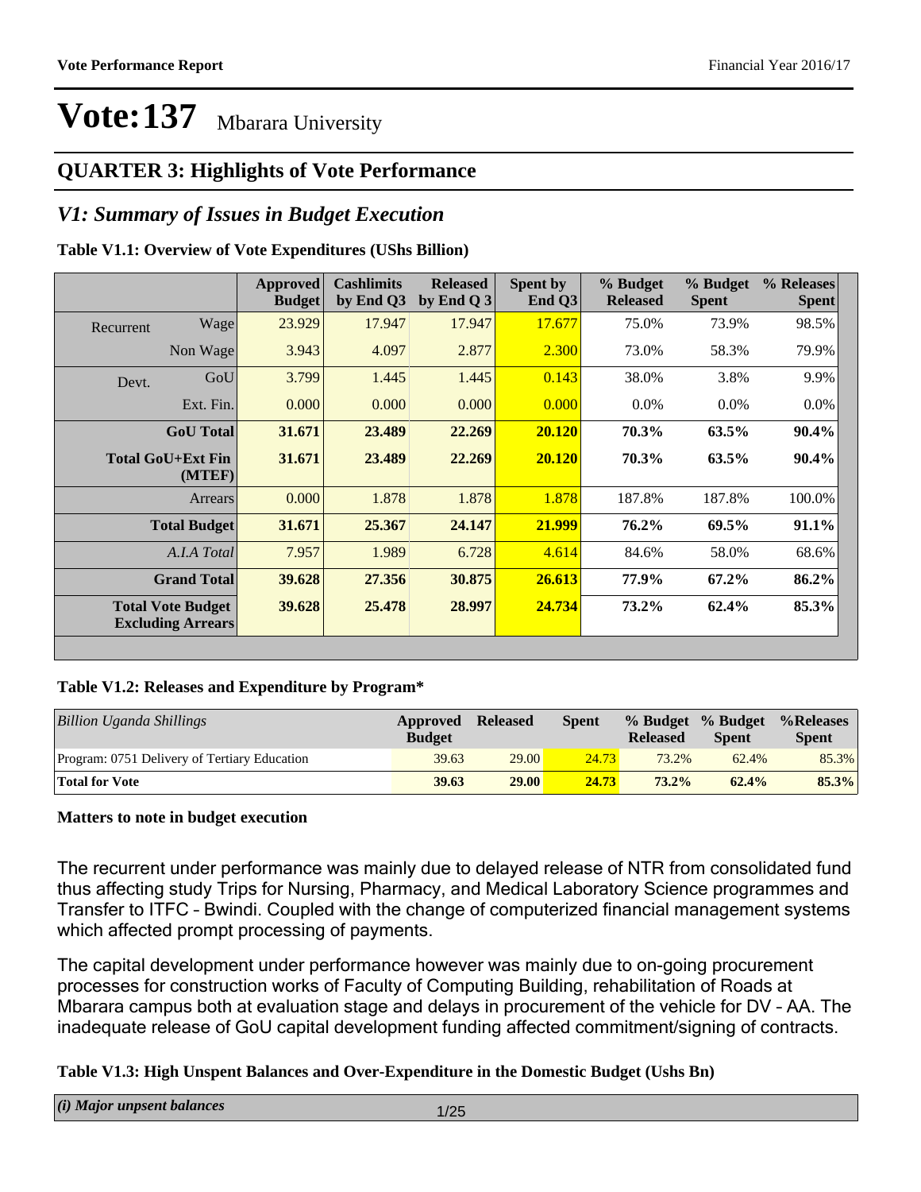# Vote:137 Mbarara University

## QUARTER 3: Highlights of Vote Performance

## *V1: Summary of Issues in Budget Execution*

**Table V1.1: Overview of Vote Expenditures (UShs Billion)**

| | | Approved Budget | Cashlimits by End Q3 | Released by End Q 3 | Spent by End Q3 | % Budget Released | % Budget Spent | % Releases Spent |
|---|---|---|---|---|---|---|---|---|
| Recurrent | Wage | 23.929 | 17.947 | 17.947 | 17.677 | 75.0% | 73.9% | 98.5% |
| | Non Wage | 3.943 | 4.097 | 2.877 | 2.300 | 73.0% | 58.3% | 79.9% |
| Devt. | GoU | 3.799 | 1.445 | 1.445 | 0.143 | 38.0% | 3.8% | 9.9% |
| | Ext. Fin. | 0.000 | 0.000 | 0.000 | 0.000 | 0.0% | 0.0% | 0.0% |
| | **GoU Total** | **31.671** | **23.489** | **22.269** | **20.120** | **70.3%** | **63.5%** | **90.4%** |
| | **Total GoU+Ext Fin (MTEF)** | **31.671** | **23.489** | **22.269** | **20.120** | **70.3%** | **63.5%** | **90.4%** |
| | Arrears | 0.000 | 1.878 | 1.878 | 1.878 | 187.8% | 187.8% | 100.0% |
| | **Total Budget** | **31.671** | **25.367** | **24.147** | **21.999** | **76.2%** | **69.5%** | **91.1%** |
| | *A.I.A Total* | 7.957 | 1.989 | 6.728 | 4.614 | 84.6% | 58.0% | 68.6% |
| | **Grand Total** | **39.628** | **27.356** | **30.875** | **26.613** | **77.9%** | **67.2%** | **86.2%** |
| | **Total Vote Budget Excluding Arrears** | **39.628** | **25.478** | **28.997** | **24.734** | **73.2%** | **62.4%** | **85.3%** |

**Table V1.2: Releases and Expenditure by Program***

| *Billion Uganda Shillings* | Approved Budget | Released | Spent | % Budget Released | % Budget Spent | %Releases Spent |
|---|---|---|---|---|---|---|
| Program: 0751 Delivery of Tertiary Education | 39.63 | 29.00 | 24.73 | 73.2% | 62.4% | 85.3% |
| **Total for Vote** | **39.63** | **29.00** | **24.73** | **73.2%** | **62.4%** | **85.3%** |

**Matters to note in budget execution**

The recurrent under performance was mainly due to delayed release of NTR from consolidated fund thus affecting study Trips for Nursing, Pharmacy, and Medical Laboratory Science programmes and Transfer to ITFC – Bwindi. Coupled with the change of computerized financial management systems which affected prompt processing of payments.

The capital development under performance however was mainly due to on-going procurement processes for construction works of Faculty of Computing Building, rehabilitation of Roads at Mbarara campus both at evaluation stage and delays in procurement of the vehicle for DV – AA. The inadequate release of GoU capital development funding affected commitment/signing of contracts.

**Table V1.3: High Unspent Balances and Over-Expenditure in the Domestic Budget (Ushs Bn)**

| *(i) Major unpsent balances* |
|---|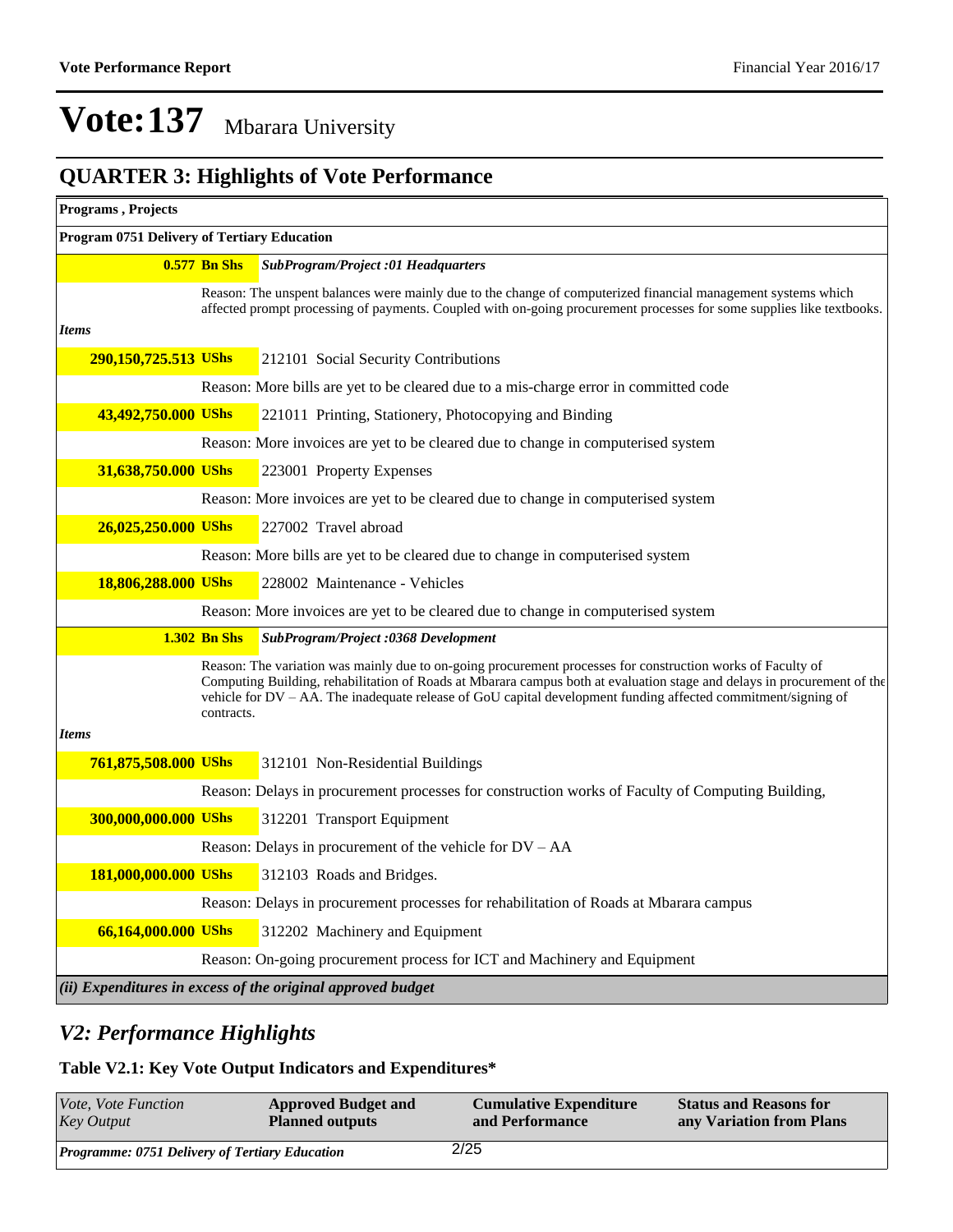# Vote:137 Mbarara University

## QUARTER 3: Highlights of Vote Performance

| Programs , Projects | | |
|---|---|---|
| **Program 0751 Delivery of Tertiary Education** | | |
| **0.577 Bn Shs** | | ***SubProgram/Project :01 Headquarters*** |
| | Reason: The unspent balances were mainly due to the change of computerized financial management systems which affected prompt processing of payments. Coupled with on-going procurement processes for some supplies like textbooks. | |
| ***Items*** | | |
| **290,150,725.513 UShs** | | 212101 Social Security Contributions |
| | Reason: More bills are yet to be cleared due to a mis-charge error in committed code | |
| **43,492,750.000 UShs** | | 221011 Printing, Stationery, Photocopying and Binding |
| | Reason: More invoices are yet to be cleared due to change in computerised system | |
| **31,638,750.000 UShs** | | 223001 Property Expenses |
| | Reason: More invoices are yet to be cleared due to change in computerised system | |
| **26,025,250.000 UShs** | | 227002 Travel abroad |
| | Reason: More bills are yet to be cleared due to change in computerised system | |
| **18,806,288.000 UShs** | | 228002 Maintenance - Vehicles |
| | Reason: More invoices are yet to be cleared due to change in computerised system | |
| **1.302 Bn Shs** | | ***SubProgram/Project :0368 Development*** |
| | Reason: The variation was mainly due to on-going procurement processes for construction works of Faculty of Computing Building, rehabilitation of Roads at Mbarara campus both at evaluation stage and delays in procurement of the vehicle for DV – AA. The inadequate release of GoU capital development funding affected commitment/signing of contracts. | |
| ***Items*** | | |
| **761,875,508.000 UShs** | | 312101 Non-Residential Buildings |
| | Reason: Delays in procurement processes for construction works of Faculty of Computing Building, | |
| **300,000,000.000 UShs** | | 312201 Transport Equipment |
| | Reason: Delays in procurement of the vehicle for DV – AA | |
| **181,000,000.000 UShs** | | 312103 Roads and Bridges. |
| | Reason: Delays in procurement processes for rehabilitation of Roads at Mbarara campus | |
| **66,164,000.000 UShs** | | 312202 Machinery and Equipment |
| | Reason: On-going procurement process for ICT and Machinery and Equipment | |
| ***(ii) Expenditures in excess of the original approved budget*** | | |

## *V2: Performance Highlights*

### Table V2.1: Key Vote Output Indicators and Expenditures*

| *Vote, Vote Function Key Output* | **Approved Budget and Planned outputs** | **Cumulative Expenditure and Performance** | **Status and Reasons for any Variation from Plans** |
|---|---|---|---|
| ***Programme: 0751 Delivery of Tertiary Education*** | | | |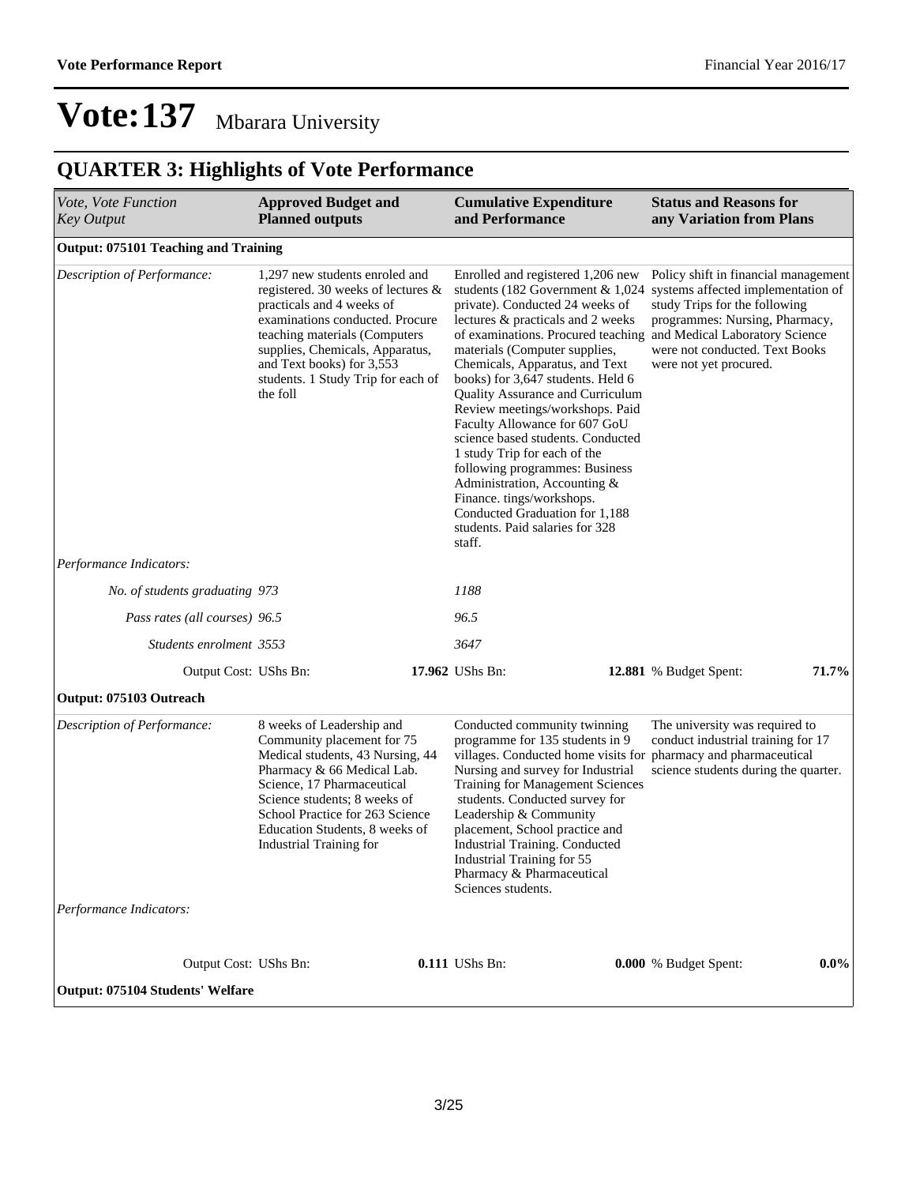# Vote:137 Mbarara University

## QUARTER 3: Highlights of Vote Performance

| *Vote, Vote Function*<br>*Key Output* | **Approved Budget and Planned outputs** | **Cumulative Expenditure and Performance** | **Status and Reasons for any Variation from Plans** |
|---|---|---|---|
| **Output: 075101 Teaching and Training** | | | |
| *Description of Performance:* | 1,297 new students enroled and registered. 30 weeks of lectures & practicals and 4 weeks of examinations conducted. Procure teaching materials (Computers supplies, Chemicals, Apparatus, and Text books) for 3,553 students. 1 Study Trip for each of the foll | Enrolled and registered 1,206 new students (182 Government & 1,024 private). Conducted 24 weeks of lectures & practicals and 2 weeks of examinations. Procured teaching materials (Computer supplies, Chemicals, Apparatus, and Text books) for 3,647 students. Held 6 Quality Assurance and Curriculum Review meetings/workshops. Paid Faculty Allowance for 607 GoU science based students. Conducted 1 study Trip for each of the following programmes: Business Administration, Accounting & Finance. tings/workshops. Conducted Graduation for 1,188 students. Paid salaries for 328 staff. | Policy shift in financial management systems affected implementation of study Trips for the following programmes: Nursing, Pharmacy, and Medical Laboratory Science were not conducted. Text Books were not yet procured. |
| *Performance Indicators:* | | | |
| *No. of students graduating* | *973* | *1188* | |
| *Pass rates (all courses)* | *96.5* | *96.5* | |
| *Students enrolment* | *3553* | *3647* | |
| Output Cost: UShs Bn: | **17.962** | UShs Bn: **12.881** | % Budget Spent: **71.7%** |
| **Output: 075103 Outreach** | | | |
| *Description of Performance:* | 8 weeks of Leadership and Community placement for 75 Medical students, 43 Nursing, 44 Pharmacy & 66 Medical Lab. Science, 17 Pharmaceutical Science students; 8 weeks of School Practice for 263 Science Education Students, 8 weeks of Industrial Training for | Conducted community twinning programme for 135 students in 9 villages. Conducted home visits for Nursing and survey for Industrial Training for Management Sciences students. Conducted survey for Leadership & Community placement, School practice and Industrial Training. Conducted Industrial Training for 55 Pharmacy & Pharmaceutical Sciences students. | The university was required to conduct industrial training for 17 pharmacy and pharmaceutical science students during the quarter. |
| *Performance Indicators:* | | | |
| Output Cost: UShs Bn: | **0.111** | UShs Bn: **0.000** | % Budget Spent: **0.0%** |
| **Output: 075104 Students' Welfare** | | | |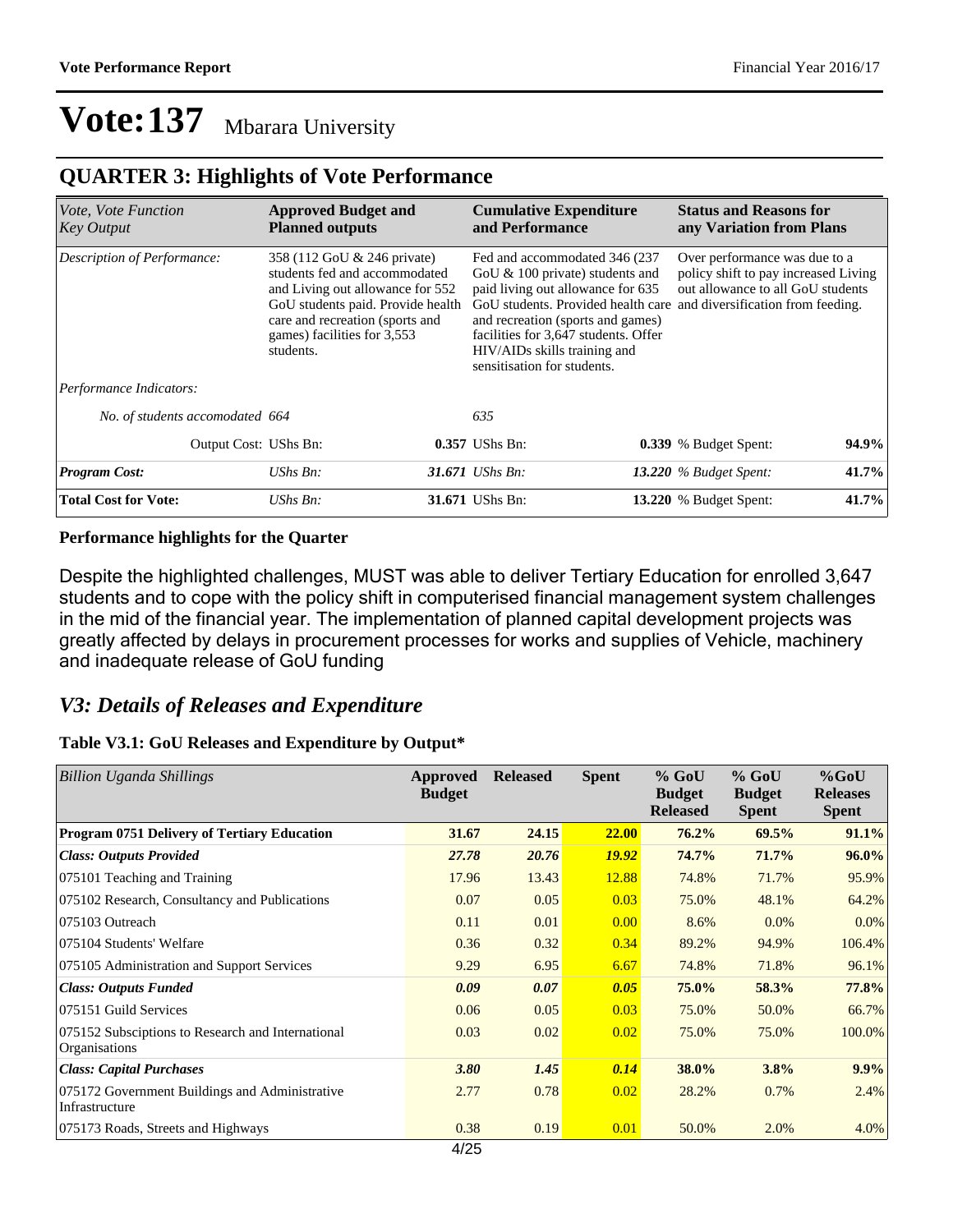# Vote:137 Mbarara University

## QUARTER 3: Highlights of Vote Performance

| *Vote, Vote Function Key Output* | **Approved Budget and Planned outputs** | | **Cumulative Expenditure and Performance** | | **Status and Reasons for any Variation from Plans** | |
|---|---|---|---|---|---|---|
| *Description of Performance:* | 358 (112 GoU & 246 private) students fed and accommodated and Living out allowance for 552 GoU students paid. Provide health care and recreation (sports and games) facilities for 3,553 students. | | Fed and accommodated 346 (237 GoU & 100 private) students and paid living out allowance for 635 GoU students. Provided health care and recreation (sports and games) facilities for 3,647 students. Offer HIV/AIDs skills training and sensitisation for students. | | Over performance was due to a policy shift to pay increased Living out allowance to all GoU students and diversification from feeding. | |
| *Performance Indicators:* | | | | | | |
| *No. of students accomodated* | *664* | | *635* | | | |
| Output Cost: | UShs Bn: | **0.357** | UShs Bn: | **0.339** | % Budget Spent: | **94.9%** |
| ***Program Cost:*** | *UShs Bn:* | ***31.671*** | *UShs Bn:* | ***13.220*** | *% Budget Spent:* | ***41.7%*** |
| **Total Cost for Vote:** | *UShs Bn:* | **31.671** | UShs Bn: | **13.220** | % Budget Spent: | **41.7%** |

**Performance highlights for the Quarter**

Despite the highlighted challenges, MUST was able to deliver Tertiary Education for enrolled 3,647 students and to cope with the policy shift in computerised financial management system challenges in the mid of the financial year. The implementation of planned capital development projects was greatly affected by delays in procurement processes for works and supplies of Vehicle, machinery and inadequate release of GoU funding

## *V3: Details of Releases and Expenditure*

**Table V3.1: GoU Releases and Expenditure by Output***

| *Billion Uganda Shillings* | **Approved Budget** | **Released** | **Spent** | **% GoU Budget Released** | **% GoU Budget Spent** | **%GoU Releases Spent** |
|---|---|---|---|---|---|---|
| **Program 0751 Delivery of Tertiary Education** | **31.67** | **24.15** | **22.00** | **76.2%** | **69.5%** | **91.1%** |
| ***Class: Outputs Provided*** | ***27.78*** | ***20.76*** | ***19.92*** | **74.7%** | **71.7%** | **96.0%** |
| 075101 Teaching and Training | 17.96 | 13.43 | 12.88 | 74.8% | 71.7% | 95.9% |
| 075102 Research, Consultancy and Publications | 0.07 | 0.05 | 0.03 | 75.0% | 48.1% | 64.2% |
| 075103 Outreach | 0.11 | 0.01 | 0.00 | 8.6% | 0.0% | 0.0% |
| 075104 Students' Welfare | 0.36 | 0.32 | 0.34 | 89.2% | 94.9% | 106.4% |
| 075105 Administration and Support Services | 9.29 | 6.95 | 6.67 | 74.8% | 71.8% | 96.1% |
| ***Class: Outputs Funded*** | ***0.09*** | ***0.07*** | ***0.05*** | **75.0%** | **58.3%** | **77.8%** |
| 075151 Guild Services | 0.06 | 0.05 | 0.03 | 75.0% | 50.0% | 66.7% |
| 075152 Subsciptions to Research and International Organisations | 0.03 | 0.02 | 0.02 | 75.0% | 75.0% | 100.0% |
| ***Class: Capital Purchases*** | ***3.80*** | ***1.45*** | ***0.14*** | **38.0%** | **3.8%** | **9.9%** |
| 075172 Government Buildings and Administrative Infrastructure | 2.77 | 0.78 | 0.02 | 28.2% | 0.7% | 2.4% |
| 075173 Roads, Streets and Highways | 0.38 | 0.19 | 0.01 | 50.0% | 2.0% | 4.0% |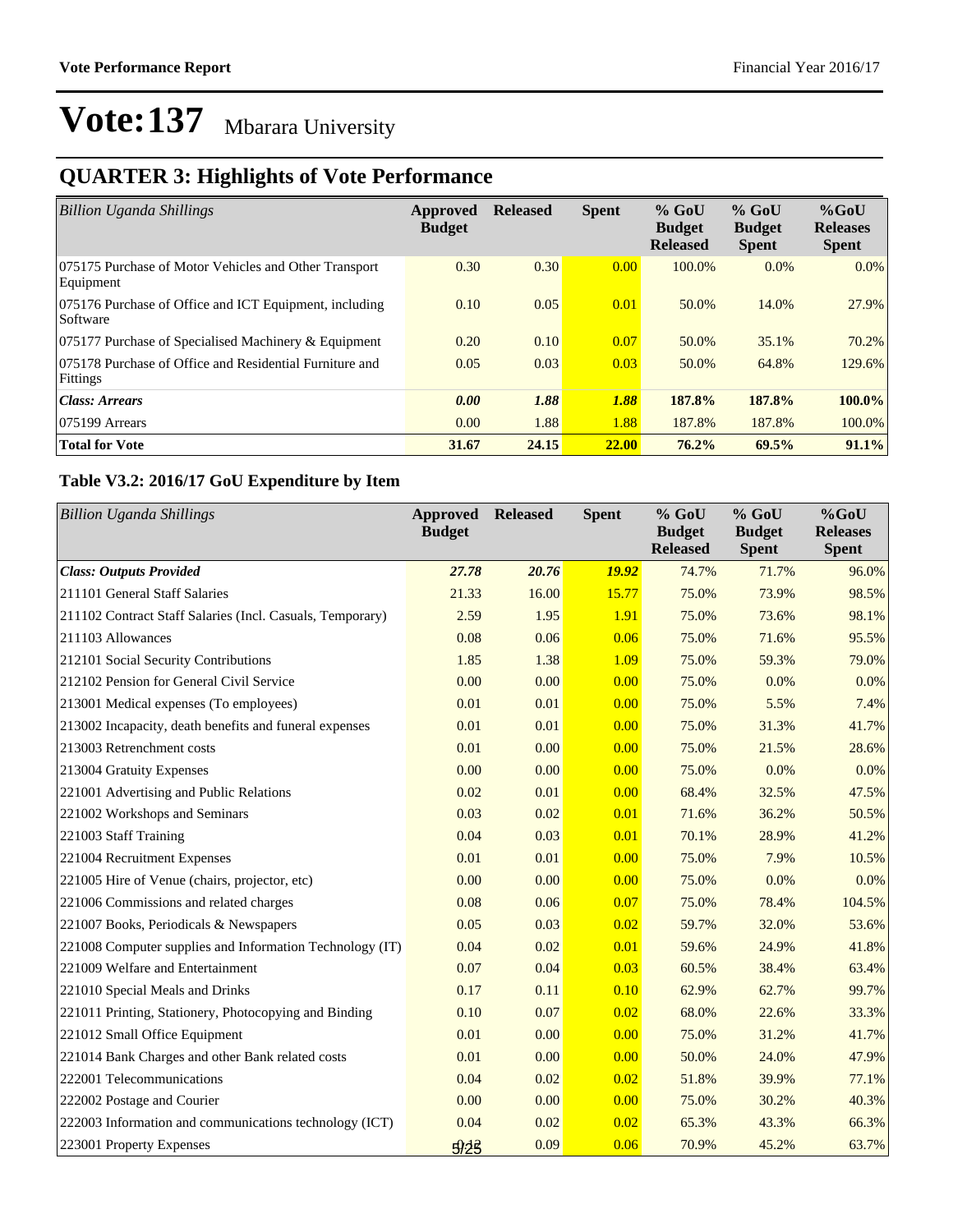# Vote:137 Mbarara University

## QUARTER 3: Highlights of Vote Performance

| *Billion Uganda Shillings* | Approved Budget | Released | Spent | % GoU Budget Released | % GoU Budget Spent | %GoU Releases Spent |
|---|---|---|---|---|---|---|
| 075175 Purchase of Motor Vehicles and Other Transport Equipment | 0.30 | 0.30 | 0.00 | 100.0% | 0.0% | 0.0% |
| 075176 Purchase of Office and ICT Equipment, including Software | 0.10 | 0.05 | 0.01 | 50.0% | 14.0% | 27.9% |
| 075177 Purchase of Specialised Machinery & Equipment | 0.20 | 0.10 | 0.07 | 50.0% | 35.1% | 70.2% |
| 075178 Purchase of Office and Residential Furniture and Fittings | 0.05 | 0.03 | 0.03 | 50.0% | 64.8% | 129.6% |
| ***Class: Arrears*** | ***0.00*** | ***1.88*** | ***1.88*** | **187.8%** | **187.8%** | **100.0%** |
| 075199 Arrears | 0.00 | 1.88 | 1.88 | 187.8% | 187.8% | 100.0% |
| **Total for Vote** | **31.67** | **24.15** | **22.00** | **76.2%** | **69.5%** | **91.1%** |

### Table V3.2: 2016/17 GoU Expenditure by Item

| *Billion Uganda Shillings* | Approved Budget | Released | Spent | % GoU Budget Released | % GoU Budget Spent | %GoU Releases Spent |
|---|---|---|---|---|---|---|
| ***Class: Outputs Provided*** | ***27.78*** | ***20.76*** | ***19.92*** | 74.7% | 71.7% | 96.0% |
| 211101 General Staff Salaries | 21.33 | 16.00 | 15.77 | 75.0% | 73.9% | 98.5% |
| 211102 Contract Staff Salaries (Incl. Casuals, Temporary) | 2.59 | 1.95 | 1.91 | 75.0% | 73.6% | 98.1% |
| 211103 Allowances | 0.08 | 0.06 | 0.06 | 75.0% | 71.6% | 95.5% |
| 212101 Social Security Contributions | 1.85 | 1.38 | 1.09 | 75.0% | 59.3% | 79.0% |
| 212102 Pension for General Civil Service | 0.00 | 0.00 | 0.00 | 75.0% | 0.0% | 0.0% |
| 213001 Medical expenses (To employees) | 0.01 | 0.01 | 0.00 | 75.0% | 5.5% | 7.4% |
| 213002 Incapacity, death benefits and funeral expenses | 0.01 | 0.01 | 0.00 | 75.0% | 31.3% | 41.7% |
| 213003 Retrenchment costs | 0.01 | 0.00 | 0.00 | 75.0% | 21.5% | 28.6% |
| 213004 Gratuity Expenses | 0.00 | 0.00 | 0.00 | 75.0% | 0.0% | 0.0% |
| 221001 Advertising and Public Relations | 0.02 | 0.01 | 0.00 | 68.4% | 32.5% | 47.5% |
| 221002 Workshops and Seminars | 0.03 | 0.02 | 0.01 | 71.6% | 36.2% | 50.5% |
| 221003 Staff Training | 0.04 | 0.03 | 0.01 | 70.1% | 28.9% | 41.2% |
| 221004 Recruitment Expenses | 0.01 | 0.01 | 0.00 | 75.0% | 7.9% | 10.5% |
| 221005 Hire of Venue (chairs, projector, etc) | 0.00 | 0.00 | 0.00 | 75.0% | 0.0% | 0.0% |
| 221006 Commissions and related charges | 0.08 | 0.06 | 0.07 | 75.0% | 78.4% | 104.5% |
| 221007 Books, Periodicals & Newspapers | 0.05 | 0.03 | 0.02 | 59.7% | 32.0% | 53.6% |
| 221008 Computer supplies and Information Technology (IT) | 0.04 | 0.02 | 0.01 | 59.6% | 24.9% | 41.8% |
| 221009 Welfare and Entertainment | 0.07 | 0.04 | 0.03 | 60.5% | 38.4% | 63.4% |
| 221010 Special Meals and Drinks | 0.17 | 0.11 | 0.10 | 62.9% | 62.7% | 99.7% |
| 221011 Printing, Stationery, Photocopying and Binding | 0.10 | 0.07 | 0.02 | 68.0% | 22.6% | 33.3% |
| 221012 Small Office Equipment | 0.01 | 0.00 | 0.00 | 75.0% | 31.2% | 41.7% |
| 221014 Bank Charges and other Bank related costs | 0.01 | 0.00 | 0.00 | 50.0% | 24.0% | 47.9% |
| 222001 Telecommunications | 0.04 | 0.02 | 0.02 | 51.8% | 39.9% | 77.1% |
| 222002 Postage and Courier | 0.00 | 0.00 | 0.00 | 75.0% | 30.2% | 40.3% |
| 222003 Information and communications technology (ICT) | 0.04 | 0.02 | 0.02 | 65.3% | 43.3% | 66.3% |
| 223001 Property Expenses | 0.12 | 0.09 | 0.06 | 70.9% | 45.2% | 63.7% |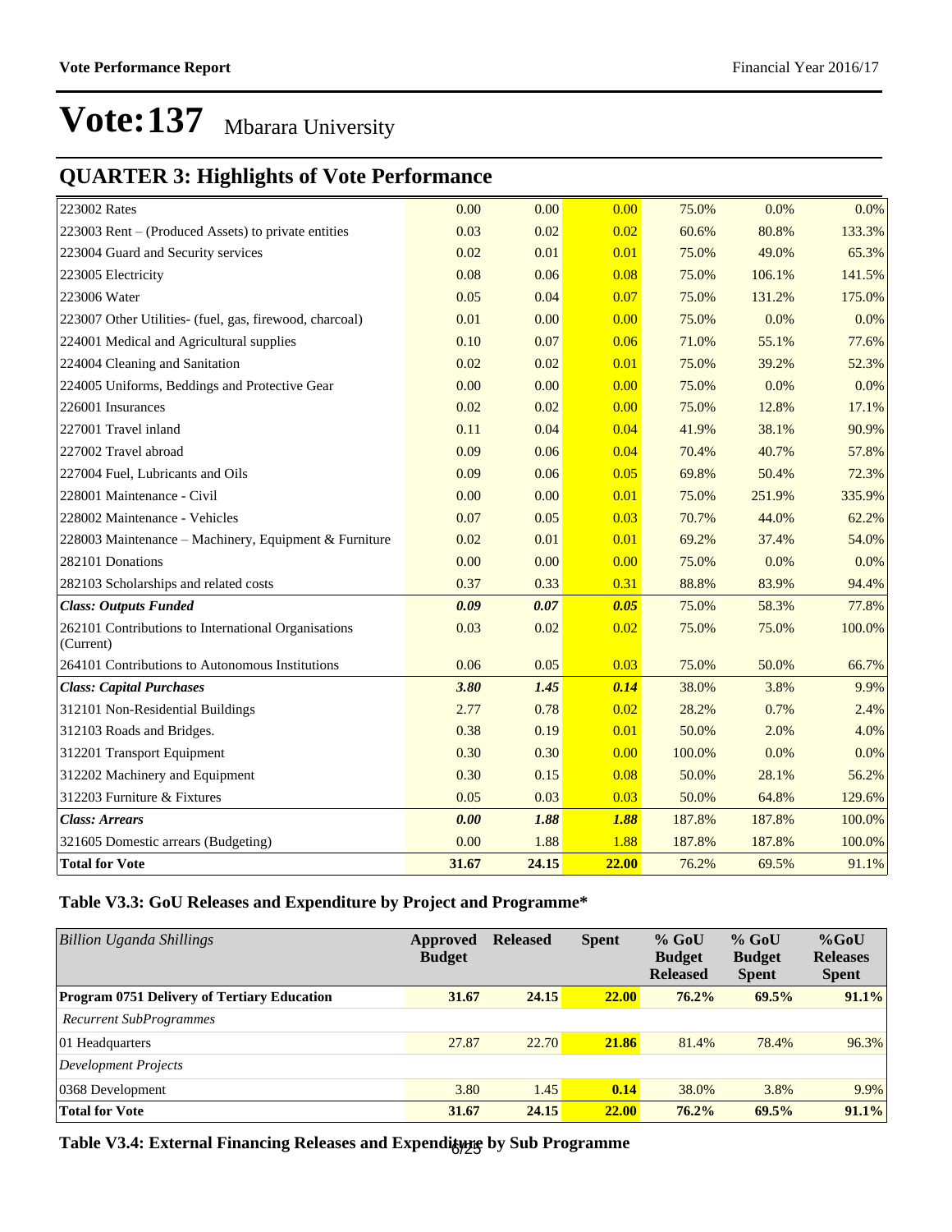# Vote:137 Mbarara University

## QUARTER 3: Highlights of Vote Performance

| | | | | | | |
|---|---|---|---|---|---|---|
| 223002 Rates | 0.00 | 0.00 | 0.00 | 75.0% | 0.0% | 0.0% |
| 223003 Rent – (Produced Assets) to private entities | 0.03 | 0.02 | 0.02 | 60.6% | 80.8% | 133.3% |
| 223004 Guard and Security services | 0.02 | 0.01 | 0.01 | 75.0% | 49.0% | 65.3% |
| 223005 Electricity | 0.08 | 0.06 | 0.08 | 75.0% | 106.1% | 141.5% |
| 223006 Water | 0.05 | 0.04 | 0.07 | 75.0% | 131.2% | 175.0% |
| 223007 Other Utilities- (fuel, gas, firewood, charcoal) | 0.01 | 0.00 | 0.00 | 75.0% | 0.0% | 0.0% |
| 224001 Medical and Agricultural supplies | 0.10 | 0.07 | 0.06 | 71.0% | 55.1% | 77.6% |
| 224004 Cleaning and Sanitation | 0.02 | 0.02 | 0.01 | 75.0% | 39.2% | 52.3% |
| 224005 Uniforms, Beddings and Protective Gear | 0.00 | 0.00 | 0.00 | 75.0% | 0.0% | 0.0% |
| 226001 Insurances | 0.02 | 0.02 | 0.00 | 75.0% | 12.8% | 17.1% |
| 227001 Travel inland | 0.11 | 0.04 | 0.04 | 41.9% | 38.1% | 90.9% |
| 227002 Travel abroad | 0.09 | 0.06 | 0.04 | 70.4% | 40.7% | 57.8% |
| 227004 Fuel, Lubricants and Oils | 0.09 | 0.06 | 0.05 | 69.8% | 50.4% | 72.3% |
| 228001 Maintenance - Civil | 0.00 | 0.00 | 0.01 | 75.0% | 251.9% | 335.9% |
| 228002 Maintenance - Vehicles | 0.07 | 0.05 | 0.03 | 70.7% | 44.0% | 62.2% |
| 228003 Maintenance – Machinery, Equipment & Furniture | 0.02 | 0.01 | 0.01 | 69.2% | 37.4% | 54.0% |
| 282101 Donations | 0.00 | 0.00 | 0.00 | 75.0% | 0.0% | 0.0% |
| 282103 Scholarships and related costs | 0.37 | 0.33 | 0.31 | 88.8% | 83.9% | 94.4% |
| ***Class: Outputs Funded*** | ***0.09*** | ***0.07*** | ***0.05*** | 75.0% | 58.3% | 77.8% |
| 262101 Contributions to International Organisations (Current) | 0.03 | 0.02 | 0.02 | 75.0% | 75.0% | 100.0% |
| 264101 Contributions to Autonomous Institutions | 0.06 | 0.05 | 0.03 | 75.0% | 50.0% | 66.7% |
| ***Class: Capital Purchases*** | ***3.80*** | ***1.45*** | ***0.14*** | 38.0% | 3.8% | 9.9% |
| 312101 Non-Residential Buildings | 2.77 | 0.78 | 0.02 | 28.2% | 0.7% | 2.4% |
| 312103 Roads and Bridges. | 0.38 | 0.19 | 0.01 | 50.0% | 2.0% | 4.0% |
| 312201 Transport Equipment | 0.30 | 0.30 | 0.00 | 100.0% | 0.0% | 0.0% |
| 312202 Machinery and Equipment | 0.30 | 0.15 | 0.08 | 50.0% | 28.1% | 56.2% |
| 312203 Furniture & Fixtures | 0.05 | 0.03 | 0.03 | 50.0% | 64.8% | 129.6% |
| ***Class: Arrears*** | ***0.00*** | ***1.88*** | ***1.88*** | 187.8% | 187.8% | 100.0% |
| 321605 Domestic arrears (Budgeting) | 0.00 | 1.88 | 1.88 | 187.8% | 187.8% | 100.0% |
| **Total for Vote** | **31.67** | **24.15** | **22.00** | 76.2% | 69.5% | 91.1% |

### Table V3.3: GoU Releases and Expenditure by Project and Programme*

| *Billion Uganda Shillings* | Approved Budget | Released | Spent | % GoU Budget Released | % GoU Budget Spent | %GoU Releases Spent |
|---|---|---|---|---|---|---|
| **Program 0751 Delivery of Tertiary Education** | **31.67** | **24.15** | **22.00** | **76.2%** | **69.5%** | **91.1%** |
| *Recurrent SubProgrammes* | | | | | | |
| 01 Headquarters | 27.87 | 22.70 | 21.86 | 81.4% | 78.4% | 96.3% |
| *Development Projects* | | | | | | |
| 0368 Development | 3.80 | 1.45 | 0.14 | 38.0% | 3.8% | 9.9% |
| **Total for Vote** | **31.67** | **24.15** | **22.00** | **76.2%** | **69.5%** | **91.1%** |

### Table V3.4: External Financing Releases and Expenditure by Sub Programme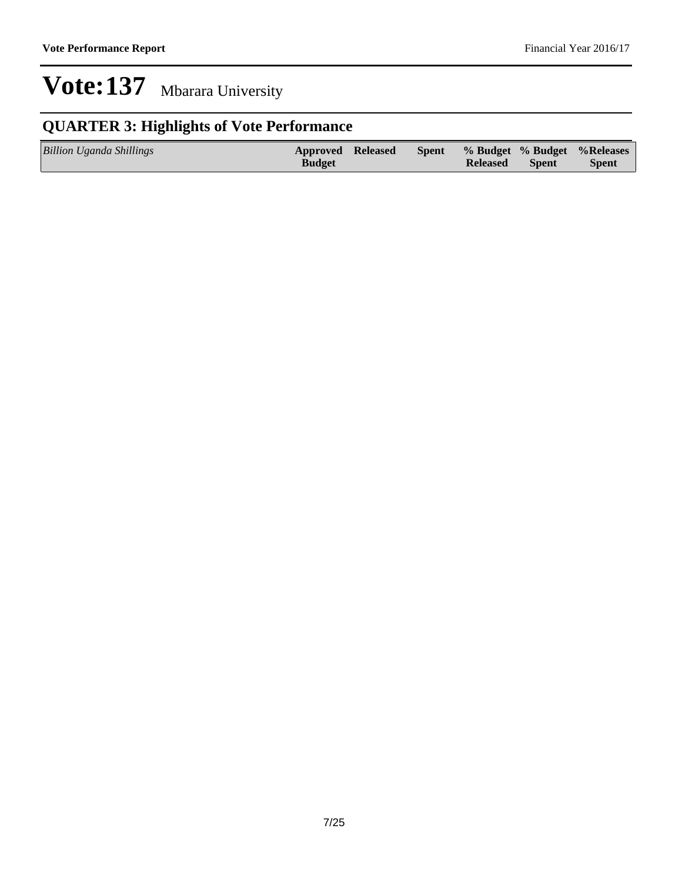# Vote:137 Mbarara University

## QUARTER 3: Highlights of Vote Performance

| *Billion Uganda Shillings* | Approved Budget | Released | Spent | % Budget Released | % Budget Spent | %Releases Spent |
|---|---|---|---|---|---|---|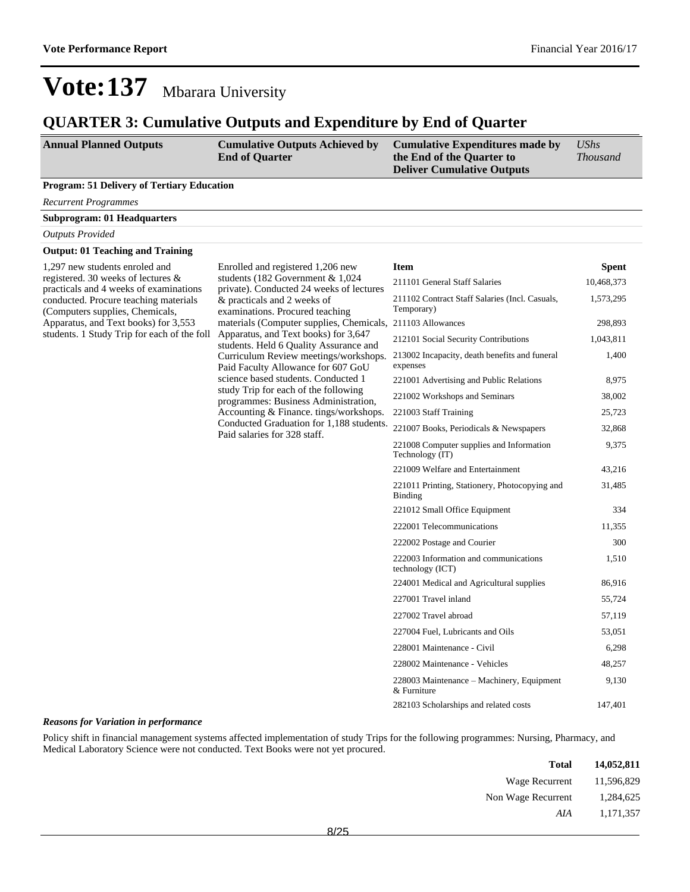# Vote:137 Mbarara University

## QUARTER 3: Cumulative Outputs and Expenditure by End of Quarter

| Annual Planned Outputs | Cumulative Outputs Achieved by End of Quarter | Cumulative Expenditures made by the End of the Quarter to Deliver Cumulative Outputs | UShs Thousand |
|---|---|---|---|

**Program: 51 Delivery of Tertiary Education**

*Recurrent Programmes*

**Subprogram: 01 Headquarters**

*Outputs Provided*

**Output: 01 Teaching and Training**

| Annual Planned Outputs | Cumulative Outputs Achieved by End of Quarter | Item | Spent |
|---|---|---|---|
| 1,297 new students enroled and registered. 30 weeks of lectures & practicals and 4 weeks of examinations conducted. Procure teaching materials (Computers supplies, Chemicals, Apparatus, and Text books) for 3,553 students. 1 Study Trip for each of the foll | Enrolled and registered 1,206 new students (182 Government & 1,024 private). Conducted 24 weeks of lectures & practicals and 2 weeks of examinations. Procured teaching materials (Computer supplies, Chemicals, Apparatus, and Text books) for 3,647 students. Held 6 Quality Assurance and Curriculum Review meetings/workshops. Paid Faculty Allowance for 607 GoU science based students. Conducted 1 study Trip for each of the following programmes: Business Administration, Accounting & Finance. tings/workshops. Conducted Graduation for 1,188 students. Paid salaries for 328 staff. | 211101 General Staff Salaries | 10,468,373 |
| | | 211102 Contract Staff Salaries (Incl. Casuals, Temporary) | 1,573,295 |
| | | 211103 Allowances | 298,893 |
| | | 212101 Social Security Contributions | 1,043,811 |
| | | 213002 Incapacity, death benefits and funeral expenses | 1,400 |
| | | 221001 Advertising and Public Relations | 8,975 |
| | | 221002 Workshops and Seminars | 38,002 |
| | | 221003 Staff Training | 25,723 |
| | | 221007 Books, Periodicals & Newspapers | 32,868 |
| | | 221008 Computer supplies and Information Technology (IT) | 9,375 |
| | | 221009 Welfare and Entertainment | 43,216 |
| | | 221011 Printing, Stationery, Photocopying and Binding | 31,485 |
| | | 221012 Small Office Equipment | 334 |
| | | 222001 Telecommunications | 11,355 |
| | | 222002 Postage and Courier | 300 |
| | | 222003 Information and communications technology (ICT) | 1,510 |
| | | 224001 Medical and Agricultural supplies | 86,916 |
| | | 227001 Travel inland | 55,724 |
| | | 227002 Travel abroad | 57,119 |
| | | 227004 Fuel, Lubricants and Oils | 53,051 |
| | | 228001 Maintenance - Civil | 6,298 |
| | | 228002 Maintenance - Vehicles | 48,257 |
| | | 228003 Maintenance – Machinery, Equipment & Furniture | 9,130 |
| | | 282103 Scholarships and related costs | 147,401 |

***Reasons for Variation in performance***

Policy shift in financial management systems affected implementation of study Trips for the following programmes: Nursing, Pharmacy, and Medical Laboratory Science were not conducted. Text Books were not yet procured.

| | |
|---|---|
| **Total** | **14,052,811** |
| Wage Recurrent | 11,596,829 |
| Non Wage Recurrent | 1,284,625 |
| *AIA* | 1,171,357 |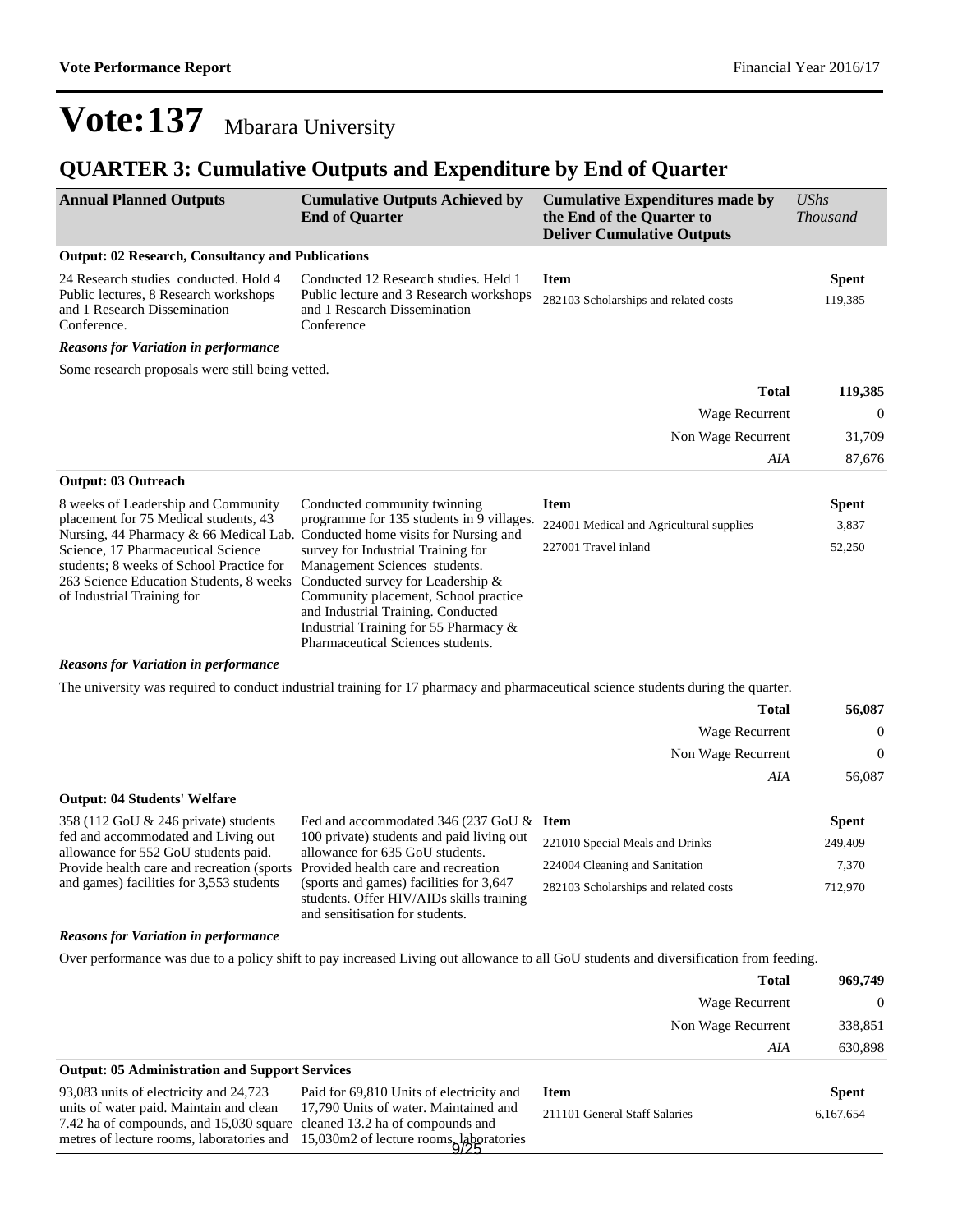# Vote:137 Mbarara University

## QUARTER 3: Cumulative Outputs and Expenditure by End of Quarter

| Annual Planned Outputs | Cumulative Outputs Achieved by End of Quarter | Cumulative Expenditures made by the End of the Quarter to Deliver Cumulative Outputs | UShs Thousand |
|---|---|---|---|

**Output: 02 Research, Consultancy and Publications**

| Annual Planned Outputs | Cumulative Outputs Achieved by End of Quarter | Item | Spent |
|---|---|---|---|
| 24 Research studies conducted. Hold 4 Public lectures, 8 Research workshops and 1 Research Dissemination Conference. | Conducted 12 Research studies. Held 1 Public lecture and 3 Research workshops and 1 Research Dissemination Conference | 282103 Scholarships and related costs | 119,385 |

***Reasons for Variation in performance***

Some research proposals were still being vetted.

| | |
|---|---|
| **Total** | **119,385** |
| Wage Recurrent | 0 |
| Non Wage Recurrent | 31,709 |
| *AIA* | 87,676 |

**Output: 03 Outreach**

| Annual Planned Outputs | Cumulative Outputs Achieved by End of Quarter | Item | Spent |
|---|---|---|---|
| 8 weeks of Leadership and Community placement for 75 Medical students, 43 Nursing, 44 Pharmacy & 66 Medical Lab. Science, 17 Pharmaceutical Science students; 8 weeks of School Practice for 263 Science Education Students, 8 weeks of Industrial Training for | Conducted community twinning programme for 135 students in 9 villages. Conducted home visits for Nursing and survey for Industrial Training for Management Sciences students. Conducted survey for Leadership & Community placement, School practice and Industrial Training. Conducted Industrial Training for 55 Pharmacy & Pharmaceutical Sciences students. | 224001 Medical and Agricultural supplies | 3,837 |
| | | 227001 Travel inland | 52,250 |

***Reasons for Variation in performance***

The university was required to conduct industrial training for 17 pharmacy and pharmaceutical science students during the quarter.

| | |
|---|---|
| **Total** | **56,087** |
| Wage Recurrent | 0 |
| Non Wage Recurrent | 0 |
| *AIA* | 56,087 |

**Output: 04 Students' Welfare**

| Annual Planned Outputs | Cumulative Outputs Achieved by End of Quarter | Item | Spent |
|---|---|---|---|
| 358 (112 GoU & 246 private) students fed and accommodated and Living out allowance for 552 GoU students paid. Provide health care and recreation (sports and games) facilities for 3,553 students | Fed and accommodated 346 (237 GoU & 100 private) students and paid living out allowance for 635 GoU students. Provided health care and recreation (sports and games) facilities for 3,647 students. Offer HIV/AIDs skills training and sensitisation for students. | 221010 Special Meals and Drinks | 249,409 |
| | | 224004 Cleaning and Sanitation | 7,370 |
| | | 282103 Scholarships and related costs | 712,970 |

***Reasons for Variation in performance***

Over performance was due to a policy shift to pay increased Living out allowance to all GoU students and diversification from feeding.

| | |
|---|---|
| **Total** | **969,749** |
| Wage Recurrent | 0 |
| Non Wage Recurrent | 338,851 |
| *AIA* | 630,898 |

**Output: 05 Administration and Support Services**

| Annual Planned Outputs | Cumulative Outputs Achieved by End of Quarter | Item | Spent |
|---|---|---|---|
| 93,083 units of electricity and 24,723 units of water paid. Maintain and clean 7.42 ha of compounds, and 15,030 square metres of lecture rooms, laboratories and | Paid for 69,810 Units of electricity and 17,790 Units of water. Maintained and cleaned 13.2 ha of compounds and 15,030m2 of lecture rooms, laboratories | 211101 General Staff Salaries | 6,167,654 |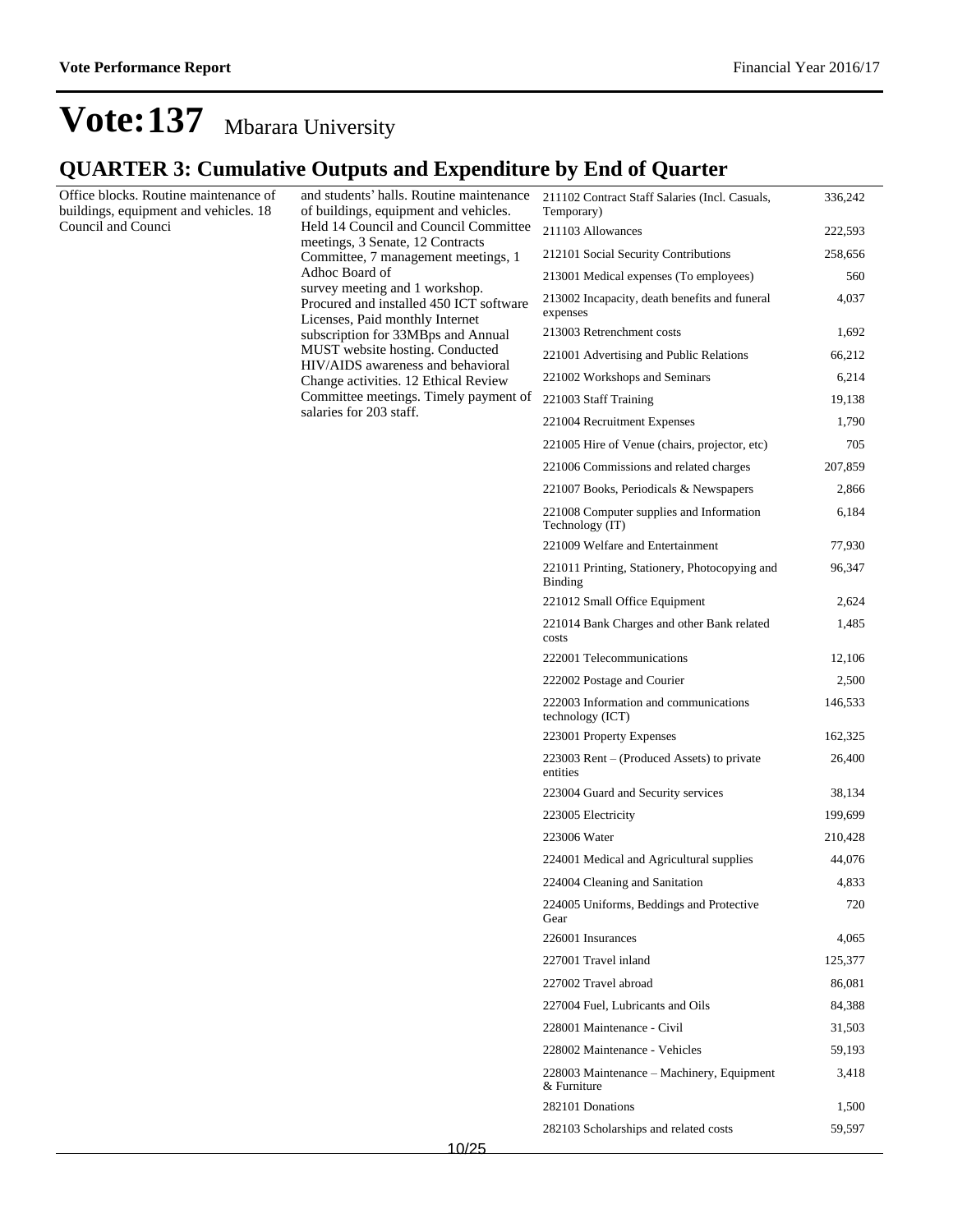# Vote:137 Mbarara University

## QUARTER 3: Cumulative Outputs and Expenditure by End of Quarter

| | | | |
|---|---|---|---|
| Office blocks. Routine maintenance of buildings, equipment and vehicles. 18 Council and Counci | and students' halls. Routine maintenance of buildings, equipment and vehicles. Held 14 Council and Council Committee meetings, 3 Senate, 12 Contracts Committee, 7 management meetings, 1 Adhoc Board of survey meeting and 1 workshop. Procured and installed 450 ICT software Licenses, Paid monthly Internet subscription for 33MBps and Annual MUST website hosting. Conducted HIV/AIDS awareness and behavioral Change activities. 12 Ethical Review Committee meetings. Timely payment of salaries for 203 staff. | 211102 Contract Staff Salaries (Incl. Casuals, Temporary) | 336,242 |
| | | 211103 Allowances | 222,593 |
| | | 212101 Social Security Contributions | 258,656 |
| | | 213001 Medical expenses (To employees) | 560 |
| | | 213002 Incapacity, death benefits and funeral expenses | 4,037 |
| | | 213003 Retrenchment costs | 1,692 |
| | | 221001 Advertising and Public Relations | 66,212 |
| | | 221002 Workshops and Seminars | 6,214 |
| | | 221003 Staff Training | 19,138 |
| | | 221004 Recruitment Expenses | 1,790 |
| | | 221005 Hire of Venue (chairs, projector, etc) | 705 |
| | | 221006 Commissions and related charges | 207,859 |
| | | 221007 Books, Periodicals & Newspapers | 2,866 |
| | | 221008 Computer supplies and Information Technology (IT) | 6,184 |
| | | 221009 Welfare and Entertainment | 77,930 |
| | | 221011 Printing, Stationery, Photocopying and Binding | 96,347 |
| | | 221012 Small Office Equipment | 2,624 |
| | | 221014 Bank Charges and other Bank related costs | 1,485 |
| | | 222001 Telecommunications | 12,106 |
| | | 222002 Postage and Courier | 2,500 |
| | | 222003 Information and communications technology (ICT) | 146,533 |
| | | 223001 Property Expenses | 162,325 |
| | | 223003 Rent – (Produced Assets) to private entities | 26,400 |
| | | 223004 Guard and Security services | 38,134 |
| | | 223005 Electricity | 199,699 |
| | | 223006 Water | 210,428 |
| | | 224001 Medical and Agricultural supplies | 44,076 |
| | | 224004 Cleaning and Sanitation | 4,833 |
| | | 224005 Uniforms, Beddings and Protective Gear | 720 |
| | | 226001 Insurances | 4,065 |
| | | 227001 Travel inland | 125,377 |
| | | 227002 Travel abroad | 86,081 |
| | | 227004 Fuel, Lubricants and Oils | 84,388 |
| | | 228001 Maintenance - Civil | 31,503 |
| | | 228002 Maintenance - Vehicles | 59,193 |
| | | 228003 Maintenance – Machinery, Equipment & Furniture | 3,418 |
| | | 282101 Donations | 1,500 |
| | | 282103 Scholarships and related costs | 59,597 |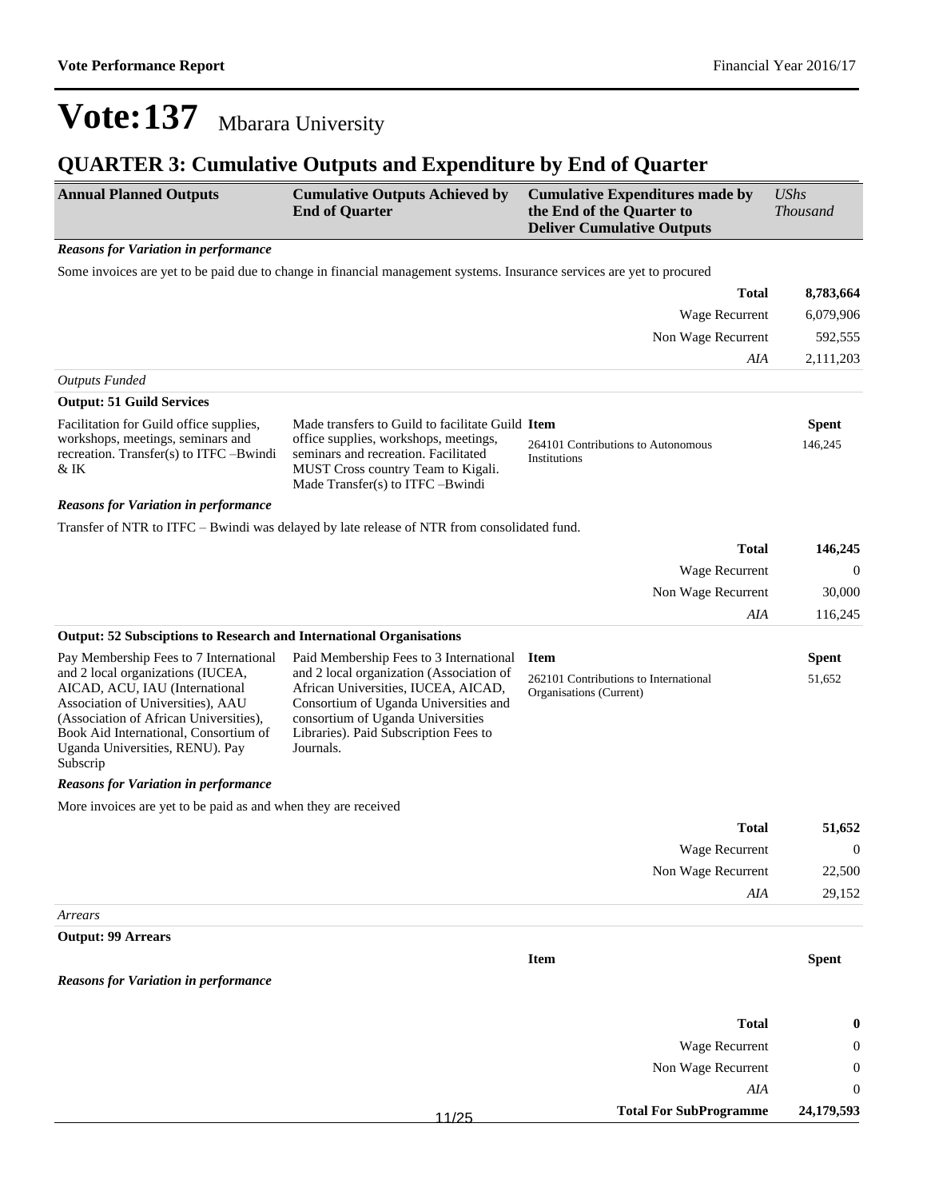# Vote:137 Mbarara University

## QUARTER 3: Cumulative Outputs and Expenditure by End of Quarter

| Annual Planned Outputs | Cumulative Outputs Achieved by End of Quarter | Cumulative Expenditures made by the End of the Quarter to Deliver Cumulative Outputs | *UShs Thousand* |
|---|---|---|---|

***Reasons for Variation in performance***

Some invoices are yet to be paid due to change in financial management systems. Insurance services are yet to procured

| | |
|---|---|
| **Total** | **8,783,664** |
| Wage Recurrent | 6,079,906 |
| Non Wage Recurrent | 592,555 |
| *AIA* | 2,111,203 |

*Outputs Funded*

**Output: 51 Guild Services**

| Annual Planned Outputs | Cumulative Outputs Achieved by End of Quarter | Item | Spent |
|---|---|---|---|
| Facilitation for Guild office supplies, workshops, meetings, seminars and recreation. Transfer(s) to ITFC –Bwindi & IK | Made transfers to Guild to facilitate Guild office supplies, workshops, meetings, seminars and recreation. Facilitated MUST Cross country Team to Kigali. Made Transfer(s) to ITFC –Bwindi | 264101 Contributions to Autonomous Institutions | 146,245 |

***Reasons for Variation in performance***

Transfer of NTR to ITFC – Bwindi was delayed by late release of NTR from consolidated fund.

| | |
|---|---|
| **Total** | **146,245** |
| Wage Recurrent | 0 |
| Non Wage Recurrent | 30,000 |
| *AIA* | 116,245 |

**Output: 52 Subsciptions to Research and International Organisations**

| Annual Planned Outputs | Cumulative Outputs Achieved by End of Quarter | Item | Spent |
|---|---|---|---|
| Pay Membership Fees to 7 International and 2 local organizations (IUCEA, AICAD, ACU, IAU (International Association of Universities), AAU (Association of African Universities), Book Aid International, Consortium of Uganda Universities, RENU). Pay Subscrip | Paid Membership Fees to 3 International and 2 local organization (Association of African Universities, IUCEA, AICAD, Consortium of Uganda Universities and consortium of Uganda Universities Libraries). Paid Subscription Fees to Journals. | 262101 Contributions to International Organisations (Current) | 51,652 |

***Reasons for Variation in performance***

More invoices are yet to be paid as and when they are received

| | |
|---|---|
| **Total** | **51,652** |
| Wage Recurrent | 0 |
| Non Wage Recurrent | 22,500 |
| *AIA* | 29,152 |

*Arrears*

**Output: 99 Arrears**

| Item | Spent |
|---|---|

***Reasons for Variation in performance***

| | |
|---|---|
| **Total** | **0** |
| Wage Recurrent | 0 |
| Non Wage Recurrent | 0 |
| *AIA* | 0 |
| **Total For SubProgramme** | **24,179,593** |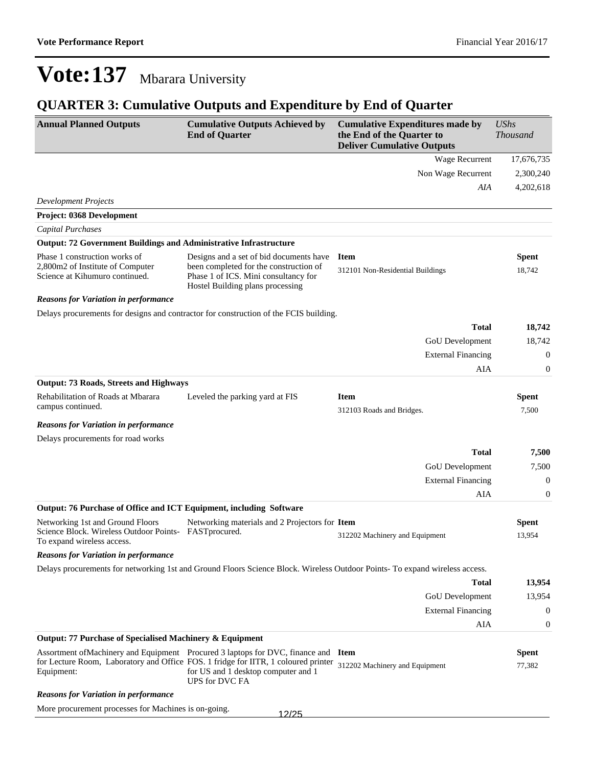# Vote:137 Mbarara University

## QUARTER 3: Cumulative Outputs and Expenditure by End of Quarter

| Annual Planned Outputs | Cumulative Outputs Achieved by End of Quarter | Cumulative Expenditures made by the End of the Quarter to Deliver Cumulative Outputs | *UShs Thousand* |
|---|---|---|---|
| | | Wage Recurrent | 17,676,735 |
| | | Non Wage Recurrent | 2,300,240 |
| | | *AIA* | 4,202,618 |

*Development Projects*

**Project: 0368 Development**

*Capital Purchases*

**Output: 72 Government Buildings and Administrative Infrastructure**

| Annual Planned Outputs | Cumulative Outputs Achieved by End of Quarter | Item | Spent |
|---|---|---|---|
| Phase 1 construction works of 2,800m2 of Institute of Computer Science at Kihumuro continued. | Designs and a set of bid documents have been completed for the construction of Phase 1 of ICS. Mini consultancy for Hostel Building plans processing | 312101 Non-Residential Buildings | 18,742 |

***Reasons for Variation in performance***

Delays procurements for designs and contractor for construction of the FCIS building.

| | |
|---|---|
| **Total** | **18,742** |
| GoU Development | 18,742 |
| External Financing | 0 |
| AIA | 0 |

**Output: 73 Roads, Streets and Highways**

| Annual Planned Outputs | Cumulative Outputs Achieved by End of Quarter | Item | Spent |
|---|---|---|---|
| Rehabilitation of Roads at Mbarara campus continued. | Leveled the parking yard at FIS | 312103 Roads and Bridges. | 7,500 |

***Reasons for Variation in performance***

Delays procurements for road works

| | |
|---|---|
| **Total** | **7,500** |
| GoU Development | 7,500 |
| External Financing | 0 |
| AIA | 0 |

**Output: 76 Purchase of Office and ICT Equipment, including Software**

| Annual Planned Outputs | Cumulative Outputs Achieved by End of Quarter | Item | Spent |
|---|---|---|---|
| Networking 1st and Ground Floors Science Block. Wireless Outdoor Points- To expand wireless access. | Networking materials and 2 Projectors for FASTprocured. | 312202 Machinery and Equipment | 13,954 |

***Reasons for Variation in performance***

Delays procurements for networking 1st and Ground Floors Science Block. Wireless Outdoor Points- To expand wireless access.

| | |
|---|---|
| **Total** | **13,954** |
| GoU Development | 13,954 |
| External Financing | 0 |
| AIA | 0 |

**Output: 77 Purchase of Specialised Machinery & Equipment**

| Annual Planned Outputs | Cumulative Outputs Achieved by End of Quarter | Item | Spent |
|---|---|---|---|
| Assortment ofMachinery and Equipment for Lecture Room, Laboratory and Office Equipment: | Procured 3 laptops for DVC, finance and FOS. 1 fridge for IITR, 1 coloured printer for US and 1 desktop computer and 1 UPS for DVC FA | 312202 Machinery and Equipment | 77,382 |

***Reasons for Variation in performance***

More procurement processes for Machines is on-going.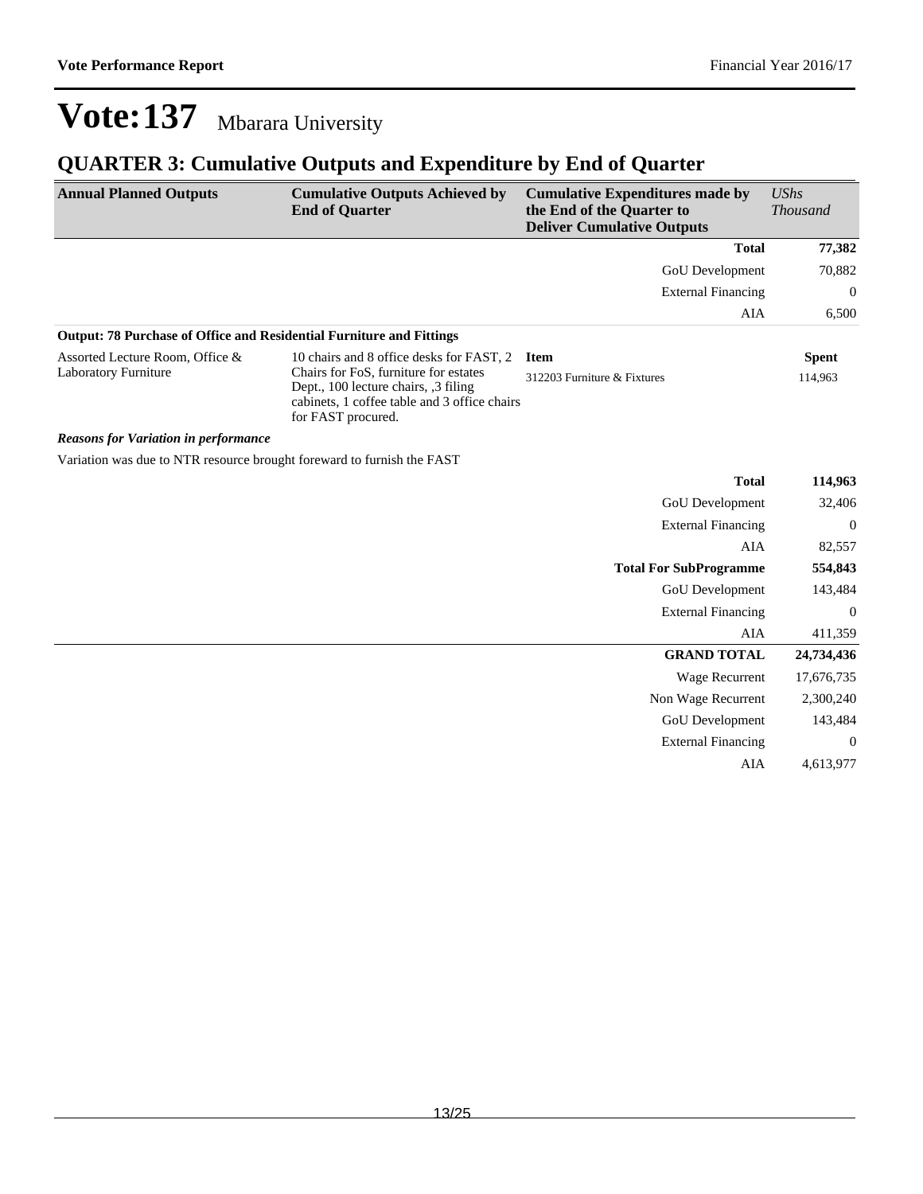# Vote:137 Mbarara University

## QUARTER 3: Cumulative Outputs and Expenditure by End of Quarter

| Annual Planned Outputs | Cumulative Outputs Achieved by End of Quarter | Cumulative Expenditures made by the End of the Quarter to Deliver Cumulative Outputs | *UShs Thousand* |
|---|---|---|---|
| | | **Total** | **77,382** |
| | | GoU Development | 70,882 |
| | | External Financing | 0 |
| | | AIA | 6,500 |
| **Output: 78 Purchase of Office and Residential Furniture and Fittings** | | | |
| Assorted Lecture Room, Office & Laboratory Furniture | 10 chairs and 8 office desks for FAST, 2 Chairs for FoS, furniture for estates Dept., 100 lecture chairs, ,3 filing cabinets, 1 coffee table and 3 office chairs for FAST procured. | **Item** | **Spent** |
| | | 312203 Furniture & Fixtures | 114,963 |
| ***Reasons for Variation in performance*** | | | |
| Variation was due to NTR resource brought foreward to furnish the FAST | | | |
| | | **Total** | **114,963** |
| | | GoU Development | 32,406 |
| | | External Financing | 0 |
| | | AIA | 82,557 |
| | | **Total For SubProgramme** | **554,843** |
| | | GoU Development | 143,484 |
| | | External Financing | 0 |
| | | AIA | 411,359 |
| | | **GRAND TOTAL** | **24,734,436** |
| | | Wage Recurrent | 17,676,735 |
| | | Non Wage Recurrent | 2,300,240 |
| | | GoU Development | 143,484 |
| | | External Financing | 0 |
| | | AIA | 4,613,977 |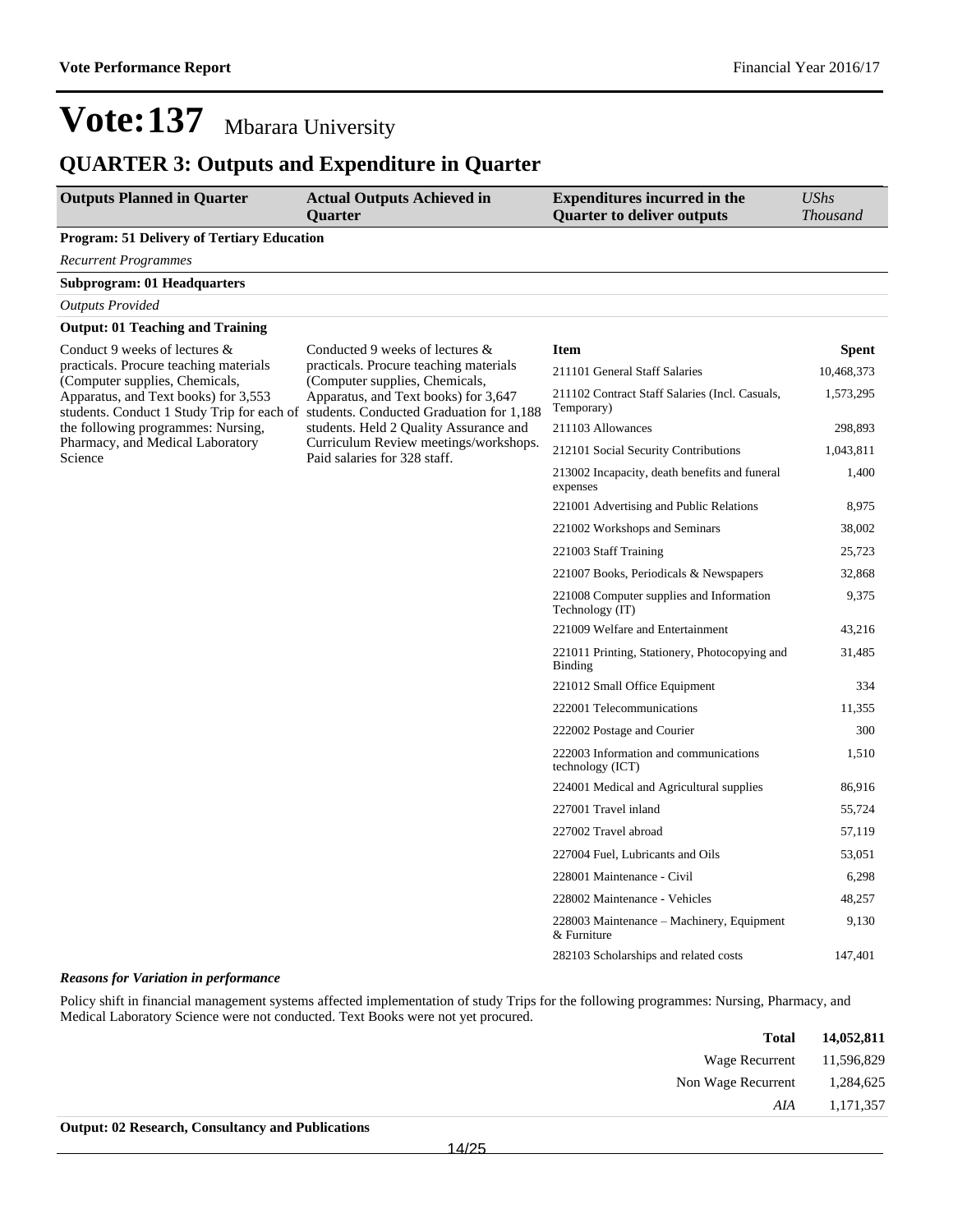# Vote:137 Mbarara University

## QUARTER 3: Outputs and Expenditure in Quarter

| Outputs Planned in Quarter | Actual Outputs Achieved in Quarter | Expenditures incurred in the Quarter to deliver outputs | *UShs Thousand* |
|---|---|---|---|

**Program: 51 Delivery of Tertiary Education**

*Recurrent Programmes*

**Subprogram: 01 Headquarters**

*Outputs Provided*

**Output: 01 Teaching and Training**

| Outputs Planned in Quarter | Actual Outputs Achieved in Quarter | Item | Spent |
|---|---|---|---|
| Conduct 9 weeks of lectures & practicals. Procure teaching materials (Computer supplies, Chemicals, Apparatus, and Text books) for 3,553 students. Conduct 1 Study Trip for each of the following programmes: Nursing, Pharmacy, and Medical Laboratory Science | Conducted 9 weeks of lectures & practicals. Procure teaching materials (Computer supplies, Chemicals, Apparatus, and Text books) for 3,647 students. Conducted Graduation for 1,188 students. Held 2 Quality Assurance and Curriculum Review meetings/workshops. Paid salaries for 328 staff. | 211101 General Staff Salaries | 10,468,373 |
| | | 211102 Contract Staff Salaries (Incl. Casuals, Temporary) | 1,573,295 |
| | | 211103 Allowances | 298,893 |
| | | 212101 Social Security Contributions | 1,043,811 |
| | | 213002 Incapacity, death benefits and funeral expenses | 1,400 |
| | | 221001 Advertising and Public Relations | 8,975 |
| | | 221002 Workshops and Seminars | 38,002 |
| | | 221003 Staff Training | 25,723 |
| | | 221007 Books, Periodicals & Newspapers | 32,868 |
| | | 221008 Computer supplies and Information Technology (IT) | 9,375 |
| | | 221009 Welfare and Entertainment | 43,216 |
| | | 221011 Printing, Stationery, Photocopying and Binding | 31,485 |
| | | 221012 Small Office Equipment | 334 |
| | | 222001 Telecommunications | 11,355 |
| | | 222002 Postage and Courier | 300 |
| | | 222003 Information and communications technology (ICT) | 1,510 |
| | | 224001 Medical and Agricultural supplies | 86,916 |
| | | 227001 Travel inland | 55,724 |
| | | 227002 Travel abroad | 57,119 |
| | | 227004 Fuel, Lubricants and Oils | 53,051 |
| | | 228001 Maintenance - Civil | 6,298 |
| | | 228002 Maintenance - Vehicles | 48,257 |
| | | 228003 Maintenance – Machinery, Equipment & Furniture | 9,130 |
| | | 282103 Scholarships and related costs | 147,401 |

***Reasons for Variation in performance***

Policy shift in financial management systems affected implementation of study Trips for the following programmes: Nursing, Pharmacy, and Medical Laboratory Science were not conducted. Text Books were not yet procured.

| | |
|---|---|
| **Total** | **14,052,811** |
| Wage Recurrent | 11,596,829 |
| Non Wage Recurrent | 1,284,625 |
| *AIA* | 1,171,357 |

**Output: 02 Research, Consultancy and Publications**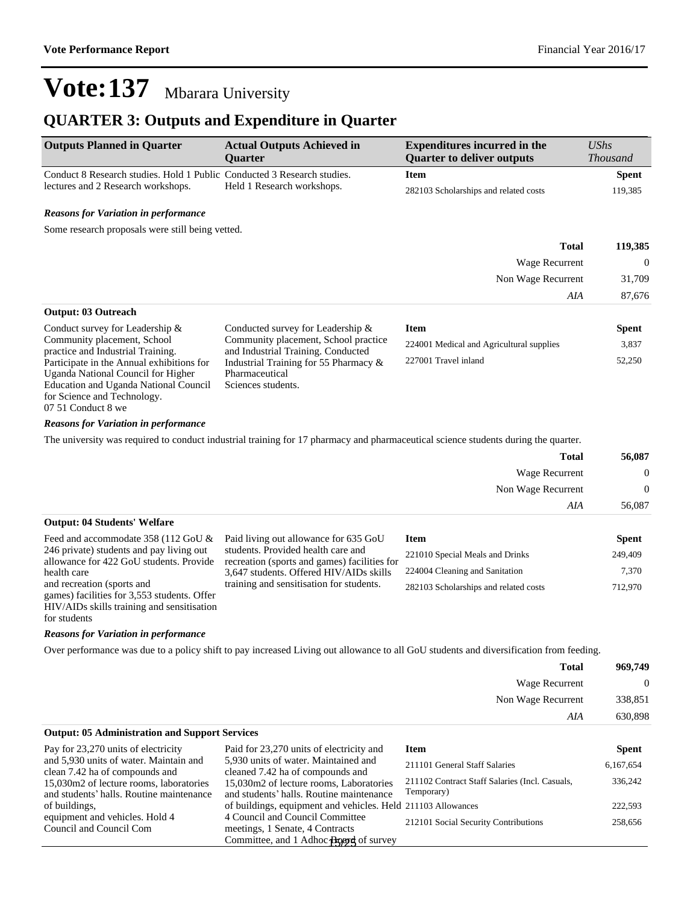# Vote:137 Mbarara University

## QUARTER 3: Outputs and Expenditure in Quarter

| Outputs Planned in Quarter | Actual Outputs Achieved in Quarter | Expenditures incurred in the Quarter to deliver outputs | *UShs Thousand* |
|---|---|---|---|
| Conduct 8 Research studies. Hold 1 Public lectures and 2 Research workshops. | Conducted 3 Research studies. Held 1 Research workshops. | **Item** | **Spent** |
| | | 282103 Scholarships and related costs | 119,385 |

***Reasons for Variation in performance***

Some research proposals were still being vetted.

| | |
|---|---|
| **Total** | **119,385** |
| Wage Recurrent | 0 |
| Non Wage Recurrent | 31,709 |
| *AIA* | 87,676 |

**Output: 03 Outreach**

| Outputs Planned in Quarter | Actual Outputs Achieved in Quarter | Item | Spent |
|---|---|---|---|
| Conduct survey for Leadership & Community placement, School practice and Industrial Training. Participate in the Annual exhibitions for Uganda National Council for Higher Education and Uganda National Council for Science and Technology. 07 51 Conduct 8 we | Conducted survey for Leadership & Community placement, School practice and Industrial Training. Conducted Industrial Training for 55 Pharmacy & Pharmaceutical Sciences students. | 224001 Medical and Agricultural supplies | 3,837 |
| | | 227001 Travel inland | 52,250 |

***Reasons for Variation in performance***

The university was required to conduct industrial training for 17 pharmacy and pharmaceutical science students during the quarter.

| | |
|---|---|
| **Total** | **56,087** |
| Wage Recurrent | 0 |
| Non Wage Recurrent | 0 |
| *AIA* | 56,087 |

**Output: 04 Students' Welfare**

| Outputs Planned in Quarter | Actual Outputs Achieved in Quarter | Item | Spent |
|---|---|---|---|
| Feed and accommodate 358 (112 GoU & 246 private) students and pay living out allowance for 422 GoU students. Provide health care and recreation (sports and games) facilities for 3,553 students. Offer HIV/AIDs skills training and sensitisation for students | Paid living out allowance for 635 GoU students. Provided health care and recreation (sports and games) facilities for 3,647 students. Offered HIV/AIDs skills training and sensitisation for students. | 221010 Special Meals and Drinks | 249,409 |
| | | 224004 Cleaning and Sanitation | 7,370 |
| | | 282103 Scholarships and related costs | 712,970 |

***Reasons for Variation in performance***

Over performance was due to a policy shift to pay increased Living out allowance to all GoU students and diversification from feeding.

| | |
|---|---|
| **Total** | **969,749** |
| Wage Recurrent | 0 |
| Non Wage Recurrent | 338,851 |
| *AIA* | 630,898 |

**Output: 05 Administration and Support Services**

| Outputs Planned in Quarter | Actual Outputs Achieved in Quarter | Item | Spent |
|---|---|---|---|
| Pay for 23,270 units of electricity and 5,930 units of water. Maintain and clean 7.42 ha of compounds and 15,030m2 of lecture rooms, laboratories and students' halls. Routine maintenance of buildings, equipment and vehicles. Hold 4 Council and Council Com | Paid for 23,270 units of electricity and 5,930 units of water. Maintained and cleaned 7.42 ha of compounds and 15,030m2 of lecture rooms, Laboratories and students' halls. Routine maintenance of buildings, equipment and vehicles. Held 4 Council and Council Committee meetings, 1 Senate, 4 Contracts Committee, and 1 Adhoc Board of survey | 211101 General Staff Salaries | 6,167,654 |
| | | 211102 Contract Staff Salaries (Incl. Casuals, Temporary) | 336,242 |
| | | 211103 Allowances | 222,593 |
| | | 212101 Social Security Contributions | 258,656 |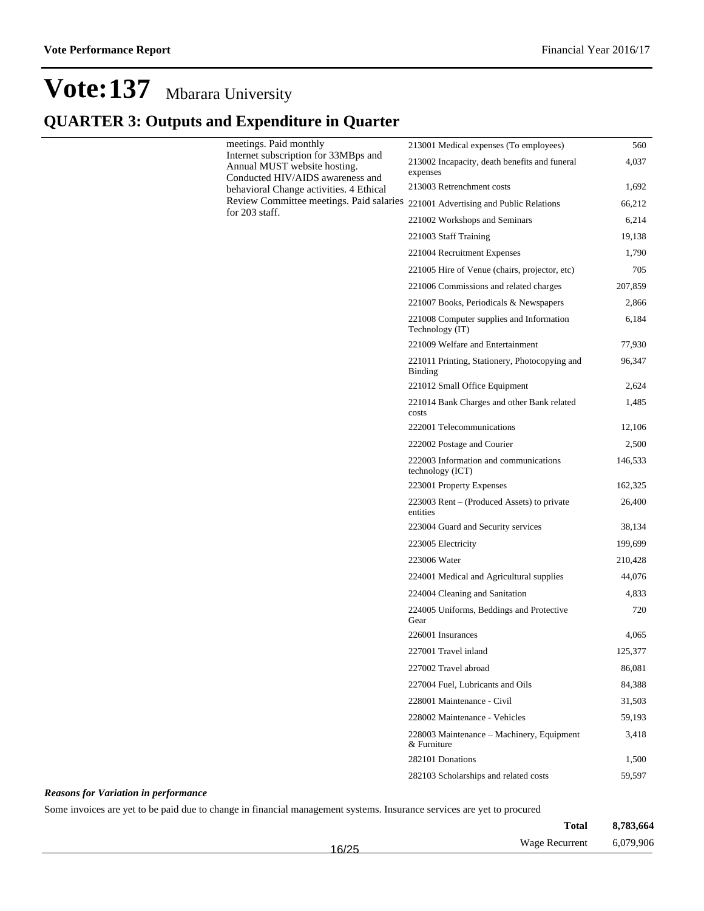# Vote:137 Mbarara University

## QUARTER 3: Outputs and Expenditure in Quarter

| | | | |
|---|---|---|---|
| | meetings. Paid monthly Internet subscription for 33MBps and Annual MUST website hosting. Conducted HIV/AIDS awareness and behavioral Change activities. 4 Ethical Review Committee meetings. Paid salaries for 203 staff. | 213001 Medical expenses (To employees) | 560 |
| | | 213002 Incapacity, death benefits and funeral expenses | 4,037 |
| | | 213003 Retrenchment costs | 1,692 |
| | | 221001 Advertising and Public Relations | 66,212 |
| | | 221002 Workshops and Seminars | 6,214 |
| | | 221003 Staff Training | 19,138 |
| | | 221004 Recruitment Expenses | 1,790 |
| | | 221005 Hire of Venue (chairs, projector, etc) | 705 |
| | | 221006 Commissions and related charges | 207,859 |
| | | 221007 Books, Periodicals & Newspapers | 2,866 |
| | | 221008 Computer supplies and Information Technology (IT) | 6,184 |
| | | 221009 Welfare and Entertainment | 77,930 |
| | | 221011 Printing, Stationery, Photocopying and Binding | 96,347 |
| | | 221012 Small Office Equipment | 2,624 |
| | | 221014 Bank Charges and other Bank related costs | 1,485 |
| | | 222001 Telecommunications | 12,106 |
| | | 222002 Postage and Courier | 2,500 |
| | | 222003 Information and communications technology (ICT) | 146,533 |
| | | 223001 Property Expenses | 162,325 |
| | | 223003 Rent – (Produced Assets) to private entities | 26,400 |
| | | 223004 Guard and Security services | 38,134 |
| | | 223005 Electricity | 199,699 |
| | | 223006 Water | 210,428 |
| | | 224001 Medical and Agricultural supplies | 44,076 |
| | | 224004 Cleaning and Sanitation | 4,833 |
| | | 224005 Uniforms, Beddings and Protective Gear | 720 |
| | | 226001 Insurances | 4,065 |
| | | 227001 Travel inland | 125,377 |
| | | 227002 Travel abroad | 86,081 |
| | | 227004 Fuel, Lubricants and Oils | 84,388 |
| | | 228001 Maintenance - Civil | 31,503 |
| | | 228002 Maintenance - Vehicles | 59,193 |
| | | 228003 Maintenance – Machinery, Equipment & Furniture | 3,418 |
| | | 282101 Donations | 1,500 |
| | | 282103 Scholarships and related costs | 59,597 |

***Reasons for Variation in performance***

Some invoices are yet to be paid due to change in financial management systems. Insurance services are yet to procured

| | |
|---|---|
| **Total** | **8,783,664** |
| Wage Recurrent | 6,079,906 |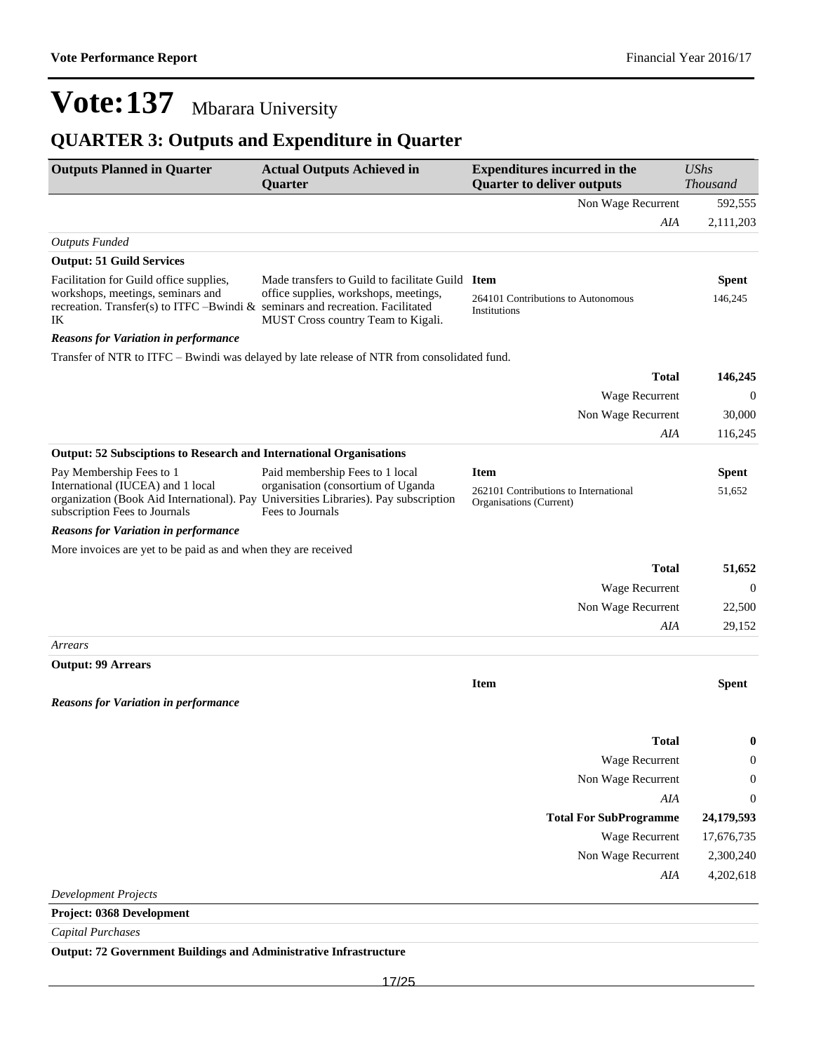# Vote:137 Mbarara University

## QUARTER 3: Outputs and Expenditure in Quarter

| Outputs Planned in Quarter | Actual Outputs Achieved in Quarter | Expenditures incurred in the Quarter to deliver outputs | *UShs Thousand* |
|---|---|---|---|
| | | Non Wage Recurrent | 592,555 |
| | | *AIA* | 2,111,203 |

*Outputs Funded*

**Output: 51 Guild Services**

| Outputs Planned in Quarter | Actual Outputs Achieved in Quarter | Item | Spent |
|---|---|---|---|
| Facilitation for Guild office supplies, workshops, meetings, seminars and recreation. Transfer(s) to ITFC –Bwindi & IK | Made transfers to Guild to facilitate Guild office supplies, workshops, meetings, seminars and recreation. Facilitated MUST Cross country Team to Kigali. | 264101 Contributions to Autonomous Institutions | 146,245 |

***Reasons for Variation in performance***

Transfer of NTR to ITFC – Bwindi was delayed by late release of NTR from consolidated fund.

| | |
|---|---|
| **Total** | **146,245** |
| Wage Recurrent | 0 |
| Non Wage Recurrent | 30,000 |
| *AIA* | 116,245 |

**Output: 52 Subsciptions to Research and International Organisations**

| Outputs Planned in Quarter | Actual Outputs Achieved in Quarter | Item | Spent |
|---|---|---|---|
| Pay Membership Fees to 1 International (IUCEA) and 1 local organization (Book Aid International). Pay subscription Fees to Journals | Paid membership Fees to 1 local organisation (consortium of Uganda Universities Libraries). Pay subscription Fees to Journals | 262101 Contributions to International Organisations (Current) | 51,652 |

***Reasons for Variation in performance***

More invoices are yet to be paid as and when they are received

| | |
|---|---|
| **Total** | **51,652** |
| Wage Recurrent | 0 |
| Non Wage Recurrent | 22,500 |
| *AIA* | 29,152 |

*Arrears*

**Output: 99 Arrears**

| Item | Spent |
|---|---|
| | |

***Reasons for Variation in performance***

| | |
|---|---|
| **Total** | **0** |
| Wage Recurrent | 0 |
| Non Wage Recurrent | 0 |
| *AIA* | 0 |
| **Total For SubProgramme** | **24,179,593** |
| Wage Recurrent | 17,676,735 |
| Non Wage Recurrent | 2,300,240 |
| *AIA* | 4,202,618 |

*Development Projects*

**Project: 0368 Development**

*Capital Purchases*

**Output: 72 Government Buildings and Administrative Infrastructure**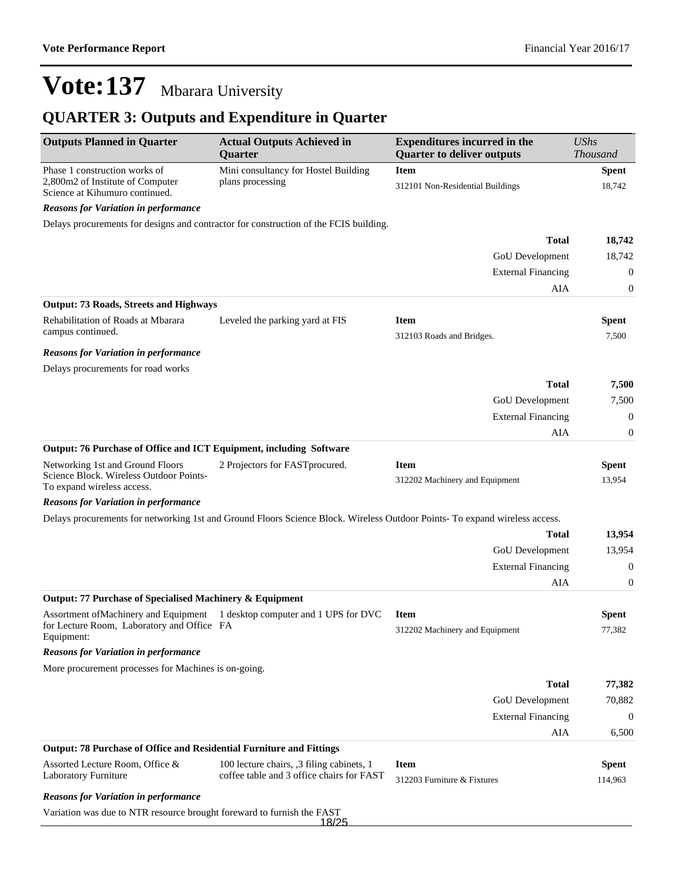# Vote:137 Mbarara University

## QUARTER 3: Outputs and Expenditure in Quarter

| Outputs Planned in Quarter | Actual Outputs Achieved in Quarter | Expenditures incurred in the Quarter to deliver outputs | UShs Thousand |
|---|---|---|---|
| Phase 1 construction works of 2,800m2 of Institute of Computer Science at Kihumuro continued. | Mini consultancy for Hostel Building plans processing | **Item** | **Spent** |
| | | 312101 Non-Residential Buildings | 18,742 |

***Reasons for Variation in performance***

Delays procurements for designs and contractor for construction of the FCIS building.

| | |
|---|---|
| **Total** | **18,742** |
| GoU Development | 18,742 |
| External Financing | 0 |
| AIA | 0 |

**Output: 73 Roads, Streets and Highways**

| Outputs Planned in Quarter | Actual Outputs Achieved in Quarter | Expenditures incurred in the Quarter to deliver outputs | UShs Thousand |
|---|---|---|---|
| Rehabilitation of Roads at Mbarara campus continued. | Leveled the parking yard at FIS | **Item** | **Spent** |
| | | 312103 Roads and Bridges. | 7,500 |

***Reasons for Variation in performance***

Delays procurements for road works

| | |
|---|---|
| **Total** | **7,500** |
| GoU Development | 7,500 |
| External Financing | 0 |
| AIA | 0 |

**Output: 76 Purchase of Office and ICT Equipment, including Software**

| Outputs Planned in Quarter | Actual Outputs Achieved in Quarter | Expenditures incurred in the Quarter to deliver outputs | UShs Thousand |
|---|---|---|---|
| Networking 1st and Ground Floors Science Block. Wireless Outdoor Points-To expand wireless access. | 2 Projectors for FASTprocured. | **Item** | **Spent** |
| | | 312202 Machinery and Equipment | 13,954 |

***Reasons for Variation in performance***

Delays procurements for networking 1st and Ground Floors Science Block. Wireless Outdoor Points- To expand wireless access.

| | |
|---|---|
| **Total** | **13,954** |
| GoU Development | 13,954 |
| External Financing | 0 |
| AIA | 0 |

**Output: 77 Purchase of Specialised Machinery & Equipment**

| Outputs Planned in Quarter | Actual Outputs Achieved in Quarter | Expenditures incurred in the Quarter to deliver outputs | UShs Thousand |
|---|---|---|---|
| Assortment ofMachinery and Equipment for Lecture Room, Laboratory and Office Equipment: | 1 desktop computer and 1 UPS for DVC FA | **Item** | **Spent** |
| | | 312202 Machinery and Equipment | 77,382 |

***Reasons for Variation in performance***

More procurement processes for Machines is on-going.

| | |
|---|---|
| **Total** | **77,382** |
| GoU Development | 70,882 |
| External Financing | 0 |
| AIA | 6,500 |

**Output: 78 Purchase of Office and Residential Furniture and Fittings**

| Outputs Planned in Quarter | Actual Outputs Achieved in Quarter | Expenditures incurred in the Quarter to deliver outputs | UShs Thousand |
|---|---|---|---|
| Assorted Lecture Room, Office & Laboratory Furniture | 100 lecture chairs, ,3 filing cabinets, 1 coffee table and 3 office chairs for FAST | **Item** | **Spent** |
| | | 312203 Furniture & Fixtures | 114,963 |

***Reasons for Variation in performance***

Variation was due to NTR resource brought foreward to furnish the FAST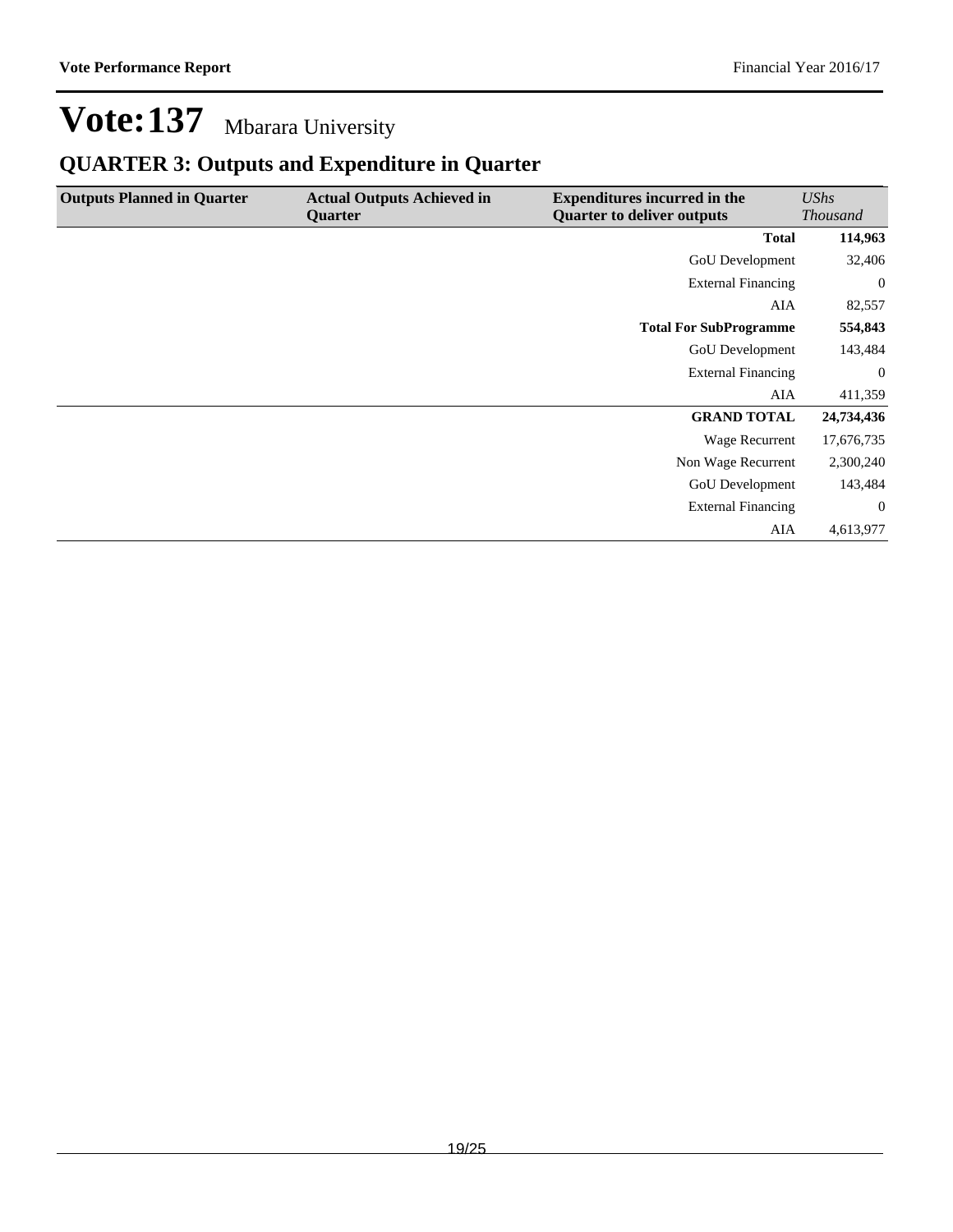# Vote:137 Mbarara University

## QUARTER 3: Outputs and Expenditure in Quarter

| Outputs Planned in Quarter | Actual Outputs Achieved in Quarter | Expenditures incurred in the Quarter to deliver outputs | *UShs Thousand* |
|---|---|---|---|
| | | **Total** | **114,963** |
| | | GoU Development | 32,406 |
| | | External Financing | 0 |
| | | AIA | 82,557 |
| | | **Total For SubProgramme** | **554,843** |
| | | GoU Development | 143,484 |
| | | External Financing | 0 |
| | | AIA | 411,359 |
| | | **GRAND TOTAL** | **24,734,436** |
| | | Wage Recurrent | 17,676,735 |
| | | Non Wage Recurrent | 2,300,240 |
| | | GoU Development | 143,484 |
| | | External Financing | 0 |
| | | AIA | 4,613,977 |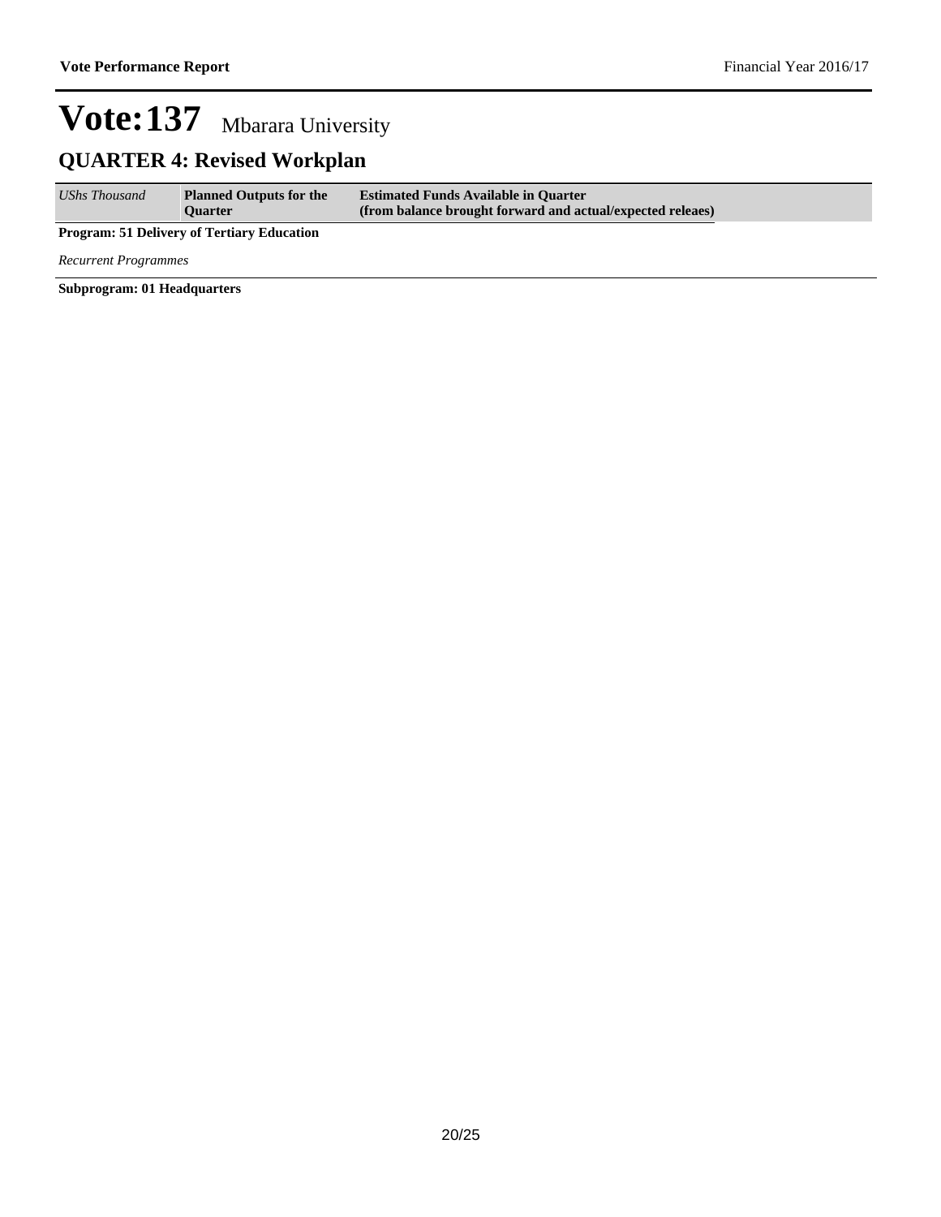# Vote:137 Mbarara University

## QUARTER 4: Revised Workplan

| *UShs Thousand* | **Planned Outputs for the Quarter** | **Estimated Funds Available in Quarter (from balance brought forward and actual/expected releaes)** |
| --- | --- | --- |

**Program: 51 Delivery of Tertiary Education**

*Recurrent Programmes*

**Subprogram: 01 Headquarters**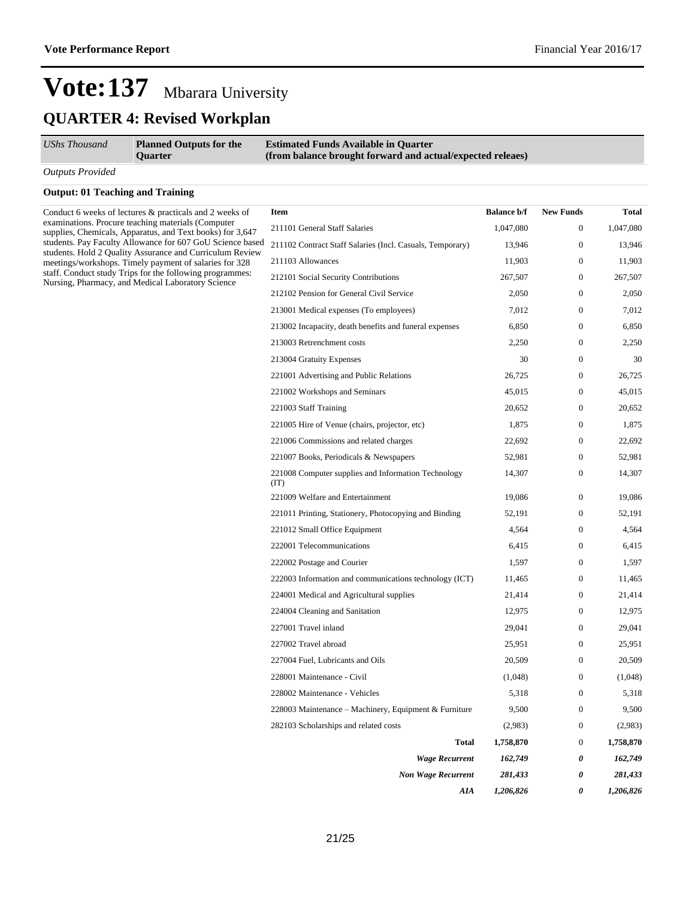# Vote:137 Mbarara University

## QUARTER 4: Revised Workplan

| *UShs Thousand* | **Planned Outputs for the Quarter** | **Estimated Funds Available in Quarter (from balance brought forward and actual/expected releaes)** |
|---|---|---|

*Outputs Provided*

**Output: 01 Teaching and Training**

Conduct 6 weeks of lectures & practicals and 2 weeks of examinations. Procure teaching materials (Computer supplies, Chemicals, Apparatus, and Text books) for 3,647 students. Pay Faculty Allowance for 607 GoU Science based students. Hold 2 Quality Assurance and Curriculum Review meetings/workshops. Timely payment of salaries for 328 staff. Conduct study Trips for the following programmes: Nursing, Pharmacy, and Medical Laboratory Science

| Item | Balance b/f | New Funds | Total |
|---|---|---|---|
| 211101 General Staff Salaries | 1,047,080 | 0 | 1,047,080 |
| 211102 Contract Staff Salaries (Incl. Casuals, Temporary) | 13,946 | 0 | 13,946 |
| 211103 Allowances | 11,903 | 0 | 11,903 |
| 212101 Social Security Contributions | 267,507 | 0 | 267,507 |
| 212102 Pension for General Civil Service | 2,050 | 0 | 2,050 |
| 213001 Medical expenses (To employees) | 7,012 | 0 | 7,012 |
| 213002 Incapacity, death benefits and funeral expenses | 6,850 | 0 | 6,850 |
| 213003 Retrenchment costs | 2,250 | 0 | 2,250 |
| 213004 Gratuity Expenses | 30 | 0 | 30 |
| 221001 Advertising and Public Relations | 26,725 | 0 | 26,725 |
| 221002 Workshops and Seminars | 45,015 | 0 | 45,015 |
| 221003 Staff Training | 20,652 | 0 | 20,652 |
| 221005 Hire of Venue (chairs, projector, etc) | 1,875 | 0 | 1,875 |
| 221006 Commissions and related charges | 22,692 | 0 | 22,692 |
| 221007 Books, Periodicals & Newspapers | 52,981 | 0 | 52,981 |
| 221008 Computer supplies and Information Technology (IT) | 14,307 | 0 | 14,307 |
| 221009 Welfare and Entertainment | 19,086 | 0 | 19,086 |
| 221011 Printing, Stationery, Photocopying and Binding | 52,191 | 0 | 52,191 |
| 221012 Small Office Equipment | 4,564 | 0 | 4,564 |
| 222001 Telecommunications | 6,415 | 0 | 6,415 |
| 222002 Postage and Courier | 1,597 | 0 | 1,597 |
| 222003 Information and communications technology (ICT) | 11,465 | 0 | 11,465 |
| 224001 Medical and Agricultural supplies | 21,414 | 0 | 21,414 |
| 224004 Cleaning and Sanitation | 12,975 | 0 | 12,975 |
| 227001 Travel inland | 29,041 | 0 | 29,041 |
| 227002 Travel abroad | 25,951 | 0 | 25,951 |
| 227004 Fuel, Lubricants and Oils | 20,509 | 0 | 20,509 |
| 228001 Maintenance - Civil | (1,048) | 0 | (1,048) |
| 228002 Maintenance - Vehicles | 5,318 | 0 | 5,318 |
| 228003 Maintenance – Machinery, Equipment & Furniture | 9,500 | 0 | 9,500 |
| 282103 Scholarships and related costs | (2,983) | 0 | (2,983) |
| **Total** | **1,758,870** | 0 | **1,758,870** |
| ***Wage Recurrent*** | ***162,749*** | ***0*** | ***162,749*** |
| ***Non Wage Recurrent*** | ***281,433*** | ***0*** | ***281,433*** |
| ***AIA*** | ***1,206,826*** | ***0*** | ***1,206,826*** |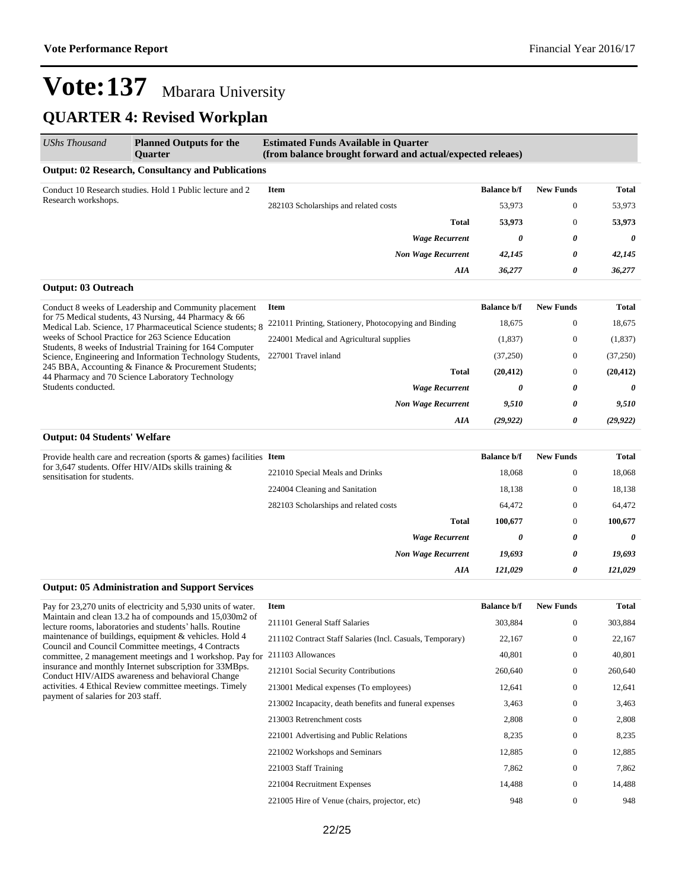# Vote:137 Mbarara University

## QUARTER 4: Revised Workplan

| *UShs Thousand* | **Planned Outputs for the Quarter** | **Estimated Funds Available in Quarter (from balance brought forward and actual/expected releaes)** | | | |
|---|---|---|---|---|---|

### Output: 02 Research, Consultancy and Publications

| Planned Outputs | Item | Balance b/f | New Funds | Total |
|---|---|---|---|---|
| Conduct 10 Research studies. Hold 1 Public lecture and 2 Research workshops. | 282103 Scholarships and related costs | 53,973 | 0 | 53,973 |
| | **Total** | **53,973** | 0 | **53,973** |
| | ***Wage Recurrent*** | ***0*** | ***0*** | ***0*** |
| | ***Non Wage Recurrent*** | ***42,145*** | ***0*** | ***42,145*** |
| | ***AIA*** | ***36,277*** | ***0*** | ***36,277*** |

### Output: 03 Outreach

| Planned Outputs | Item | Balance b/f | New Funds | Total |
|---|---|---|---|---|
| Conduct 8 weeks of Leadership and Community placement for 75 Medical students, 43 Nursing, 44 Pharmacy & 66 Medical Lab. Science, 17 Pharmaceutical Science students; 8 weeks of School Practice for 263 Science Education Students, 8 weeks of Industrial Training for 164 Computer Science, Engineering and Information Technology Students, 245 BBA, Accounting & Finance & Procurement Students; 44 Pharmacy and 70 Science Laboratory Technology Students conducted. | 221011 Printing, Stationery, Photocopying and Binding | 18,675 | 0 | 18,675 |
| | 224001 Medical and Agricultural supplies | (1,837) | 0 | (1,837) |
| | 227001 Travel inland | (37,250) | 0 | (37,250) |
| | **Total** | **(20,412)** | 0 | **(20,412)** |
| | ***Wage Recurrent*** | ***0*** | ***0*** | ***0*** |
| | ***Non Wage Recurrent*** | ***9,510*** | ***0*** | ***9,510*** |
| | ***AIA*** | ***(29,922)*** | ***0*** | ***(29,922)*** |

### Output: 04 Students' Welfare

| Planned Outputs | Item | Balance b/f | New Funds | Total |
|---|---|---|---|---|
| Provide health care and recreation (sports & games) facilities for 3,647 students. Offer HIV/AIDs skills training & sensitisation for students. | 221010 Special Meals and Drinks | 18,068 | 0 | 18,068 |
| | 224004 Cleaning and Sanitation | 18,138 | 0 | 18,138 |
| | 282103 Scholarships and related costs | 64,472 | 0 | 64,472 |
| | **Total** | **100,677** | 0 | **100,677** |
| | ***Wage Recurrent*** | ***0*** | ***0*** | ***0*** |
| | ***Non Wage Recurrent*** | ***19,693*** | ***0*** | ***19,693*** |
| | ***AIA*** | ***121,029*** | ***0*** | ***121,029*** |

### Output: 05 Administration and Support Services

| Planned Outputs | Item | Balance b/f | New Funds | Total |
|---|---|---|---|---|
| Pay for 23,270 units of electricity and 5,930 units of water. Maintain and clean 13.2 ha of compounds and 15,030m2 of lecture rooms, laboratories and students' halls. Routine maintenance of buildings, equipment & vehicles. Hold 4 Council and Council Committee meetings, 4 Contracts committee, 2 management meetings and 1 workshop. Pay for insurance and monthly Internet subscription for 33MBps. Conduct HIV/AIDS awareness and behavioral Change activities. 4 Ethical Review committee meetings. Timely payment of salaries for 203 staff. | 211101 General Staff Salaries | 303,884 | 0 | 303,884 |
| | 211102 Contract Staff Salaries (Incl. Casuals, Temporary) | 22,167 | 0 | 22,167 |
| | 211103 Allowances | 40,801 | 0 | 40,801 |
| | 212101 Social Security Contributions | 260,640 | 0 | 260,640 |
| | 213001 Medical expenses (To employees) | 12,641 | 0 | 12,641 |
| | 213002 Incapacity, death benefits and funeral expenses | 3,463 | 0 | 3,463 |
| | 213003 Retrenchment costs | 2,808 | 0 | 2,808 |
| | 221001 Advertising and Public Relations | 8,235 | 0 | 8,235 |
| | 221002 Workshops and Seminars | 12,885 | 0 | 12,885 |
| | 221003 Staff Training | 7,862 | 0 | 7,862 |
| | 221004 Recruitment Expenses | 14,488 | 0 | 14,488 |
| | 221005 Hire of Venue (chairs, projector, etc) | 948 | 0 | 948 |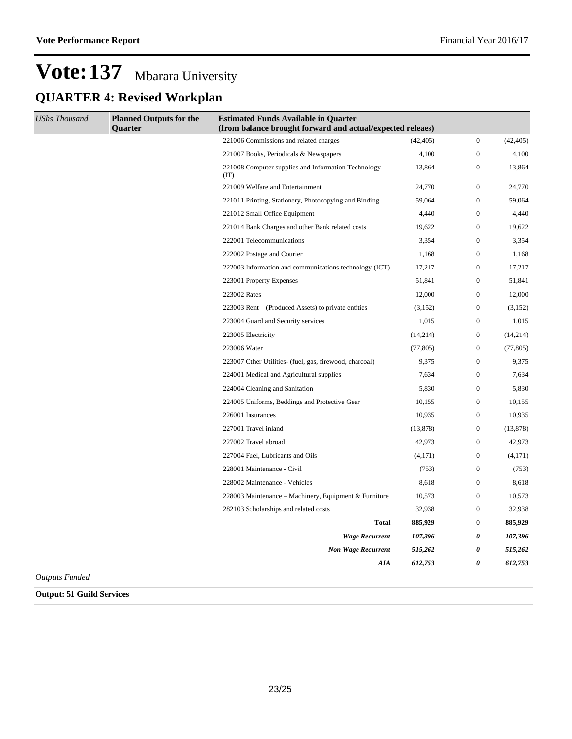# Vote:137 Mbarara University

## QUARTER 4: Revised Workplan

| *UShs Thousand* | **Planned Outputs for the Quarter** | **Estimated Funds Available in Quarter (from balance brought forward and actual/expected releaes)** | | | |
|---|---|---|---|---|---|
| | | 221006 Commissions and related charges | (42,405) | 0 | (42,405) |
| | | 221007 Books, Periodicals & Newspapers | 4,100 | 0 | 4,100 |
| | | 221008 Computer supplies and Information Technology (IT) | 13,864 | 0 | 13,864 |
| | | 221009 Welfare and Entertainment | 24,770 | 0 | 24,770 |
| | | 221011 Printing, Stationery, Photocopying and Binding | 59,064 | 0 | 59,064 |
| | | 221012 Small Office Equipment | 4,440 | 0 | 4,440 |
| | | 221014 Bank Charges and other Bank related costs | 19,622 | 0 | 19,622 |
| | | 222001 Telecommunications | 3,354 | 0 | 3,354 |
| | | 222002 Postage and Courier | 1,168 | 0 | 1,168 |
| | | 222003 Information and communications technology (ICT) | 17,217 | 0 | 17,217 |
| | | 223001 Property Expenses | 51,841 | 0 | 51,841 |
| | | 223002 Rates | 12,000 | 0 | 12,000 |
| | | 223003 Rent – (Produced Assets) to private entities | (3,152) | 0 | (3,152) |
| | | 223004 Guard and Security services | 1,015 | 0 | 1,015 |
| | | 223005 Electricity | (14,214) | 0 | (14,214) |
| | | 223006 Water | (77,805) | 0 | (77,805) |
| | | 223007 Other Utilities- (fuel, gas, firewood, charcoal) | 9,375 | 0 | 9,375 |
| | | 224001 Medical and Agricultural supplies | 7,634 | 0 | 7,634 |
| | | 224004 Cleaning and Sanitation | 5,830 | 0 | 5,830 |
| | | 224005 Uniforms, Beddings and Protective Gear | 10,155 | 0 | 10,155 |
| | | 226001 Insurances | 10,935 | 0 | 10,935 |
| | | 227001 Travel inland | (13,878) | 0 | (13,878) |
| | | 227002 Travel abroad | 42,973 | 0 | 42,973 |
| | | 227004 Fuel, Lubricants and Oils | (4,171) | 0 | (4,171) |
| | | 228001 Maintenance - Civil | (753) | 0 | (753) |
| | | 228002 Maintenance - Vehicles | 8,618 | 0 | 8,618 |
| | | 228003 Maintenance – Machinery, Equipment & Furniture | 10,573 | 0 | 10,573 |
| | | 282103 Scholarships and related costs | 32,938 | 0 | 32,938 |
| | | **Total** | **885,929** | 0 | **885,929** |
| | | ***Wage Recurrent*** | ***107,396*** | ***0*** | ***107,396*** |
| | | ***Non Wage Recurrent*** | ***515,262*** | ***0*** | ***515,262*** |
| | | ***AIA*** | ***612,753*** | ***0*** | ***612,753*** |

*Outputs Funded*

**Output: 51 Guild Services**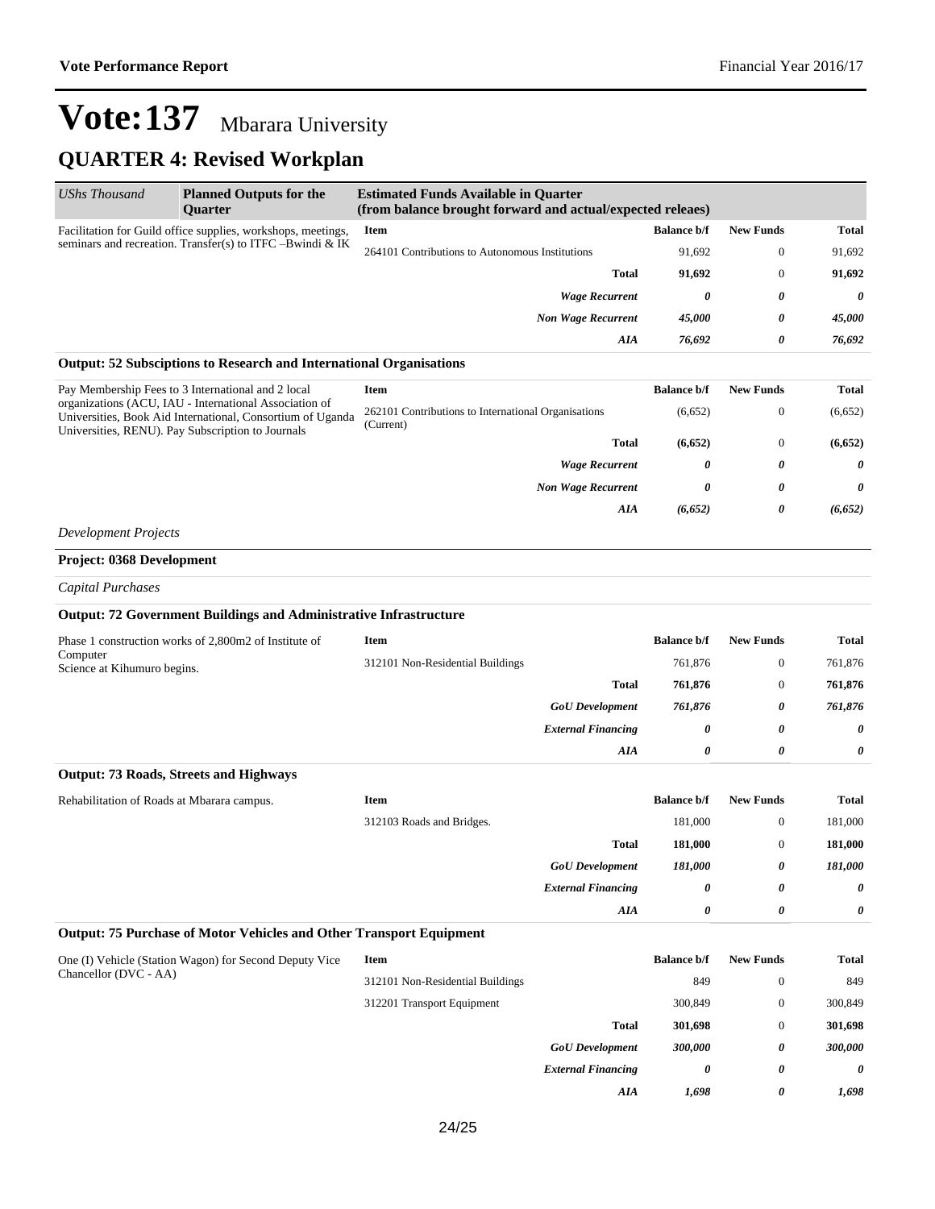# Vote:137 Mbarara University

## QUARTER 4: Revised Workplan

| *UShs Thousand* | **Planned Outputs for the Quarter** | **Estimated Funds Available in Quarter (from balance brought forward and actual/expected releaes)** | | | |
|---|---|---|---|---|---|
| Facilitation for Guild office supplies, workshops, meetings, seminars and recreation. Transfer(s) to ITFC –Bwindi & IK | | **Item** | **Balance b/f** | **New Funds** | **Total** |
| | | 264101 Contributions to Autonomous Institutions | 91,692 | 0 | 91,692 |
| | | **Total** | **91,692** | 0 | **91,692** |
| | | ***Wage Recurrent*** | ***0*** | ***0*** | ***0*** |
| | | ***Non Wage Recurrent*** | ***45,000*** | ***0*** | ***45,000*** |
| | | ***AIA*** | ***76,692*** | ***0*** | ***76,692*** |

**Output: 52 Subsciptions to Research and International Organisations**

| Planned Outputs | Item | Balance b/f | New Funds | Total |
|---|---|---|---|---|
| Pay Membership Fees to 3 International and 2 local organizations (ACU, IAU - International Association of Universities, Book Aid International, Consortium of Uganda Universities, RENU). Pay Subscription to Journals | 262101 Contributions to International Organisations (Current) | (6,652) | 0 | (6,652) |
| | **Total** | **(6,652)** | 0 | **(6,652)** |
| | ***Wage Recurrent*** | ***0*** | ***0*** | ***0*** |
| | ***Non Wage Recurrent*** | ***0*** | ***0*** | ***0*** |
| | ***AIA*** | ***(6,652)*** | ***0*** | ***(6,652)*** |

*Development Projects*

**Project: 0368 Development**

*Capital Purchases*

**Output: 72 Government Buildings and Administrative Infrastructure**

| Planned Outputs | Item | Balance b/f | New Funds | Total |
|---|---|---|---|---|
| Phase 1 construction works of 2,800m2 of Institute of Computer Science at Kihumuro begins. | 312101 Non-Residential Buildings | 761,876 | 0 | 761,876 |
| | **Total** | **761,876** | 0 | **761,876** |
| | ***GoU Development*** | ***761,876*** | ***0*** | ***761,876*** |
| | ***External Financing*** | ***0*** | ***0*** | ***0*** |
| | ***AIA*** | ***0*** | ***0*** | ***0*** |

**Output: 73 Roads, Streets and Highways**

| Planned Outputs | Item | Balance b/f | New Funds | Total |
|---|---|---|---|---|
| Rehabilitation of Roads at Mbarara campus. | 312103 Roads and Bridges. | 181,000 | 0 | 181,000 |
| | **Total** | **181,000** | 0 | **181,000** |
| | ***GoU Development*** | ***181,000*** | ***0*** | ***181,000*** |
| | ***External Financing*** | ***0*** | ***0*** | ***0*** |
| | ***AIA*** | ***0*** | ***0*** | ***0*** |

**Output: 75 Purchase of Motor Vehicles and Other Transport Equipment**

| Planned Outputs | Item | Balance b/f | New Funds | Total |
|---|---|---|---|---|
| One (I) Vehicle (Station Wagon) for Second Deputy Vice Chancellor (DVC - AA) | 312101 Non-Residential Buildings | 849 | 0 | 849 |
| | 312201 Transport Equipment | 300,849 | 0 | 300,849 |
| | **Total** | **301,698** | 0 | **301,698** |
| | ***GoU Development*** | ***300,000*** | ***0*** | ***300,000*** |
| | ***External Financing*** | ***0*** | ***0*** | ***0*** |
| | ***AIA*** | ***1,698*** | ***0*** | ***1,698*** |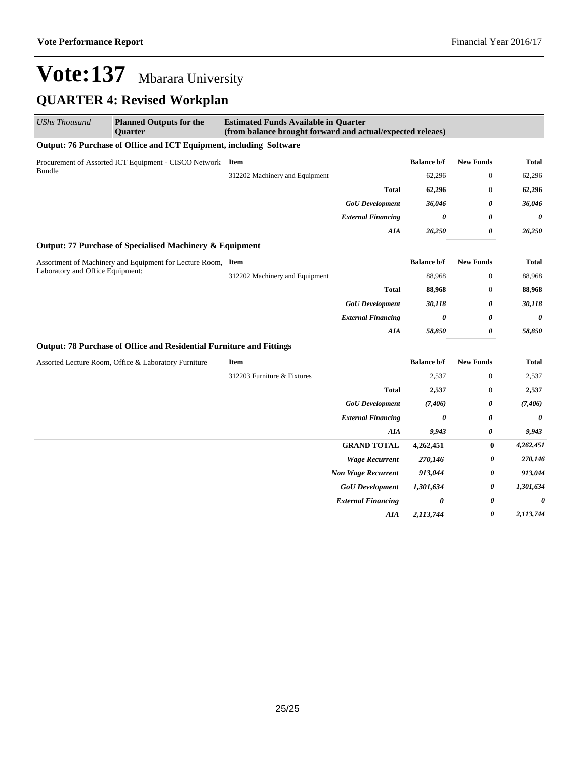# Vote:137 Mbarara University

## QUARTER 4: Revised Workplan

| *UShs Thousand* | **Planned Outputs for the Quarter** | **Estimated Funds Available in Quarter (from balance brought forward and actual/expected releaes)** | | | |
|---|---|---|---|---|---|
| **Output: 76 Purchase of Office and ICT Equipment, including Software** | | | | | |
| Procurement of Assorted ICT Equipment - CISCO Network Bundle | | **Item** | **Balance b/f** | **New Funds** | **Total** |
| | | 312202 Machinery and Equipment | 62,296 | 0 | 62,296 |
| | | **Total** | **62,296** | 0 | **62,296** |
| | | ***GoU Development*** | ***36,046*** | ***0*** | ***36,046*** |
| | | ***External Financing*** | ***0*** | ***0*** | ***0*** |
| | | ***AIA*** | ***26,250*** | ***0*** | ***26,250*** |
| **Output: 77 Purchase of Specialised Machinery & Equipment** | | | | | |
| Assortment of Machinery and Equipment for Lecture Room, Laboratory and Office Equipment: | | **Item** | **Balance b/f** | **New Funds** | **Total** |
| | | 312202 Machinery and Equipment | 88,968 | 0 | 88,968 |
| | | **Total** | **88,968** | 0 | **88,968** |
| | | ***GoU Development*** | ***30,118*** | ***0*** | ***30,118*** |
| | | ***External Financing*** | ***0*** | ***0*** | ***0*** |
| | | ***AIA*** | ***58,850*** | ***0*** | ***58,850*** |
| **Output: 78 Purchase of Office and Residential Furniture and Fittings** | | | | | |
| Assorted Lecture Room, Office & Laboratory Furniture | | **Item** | **Balance b/f** | **New Funds** | **Total** |
| | | 312203 Furniture & Fixtures | 2,537 | 0 | 2,537 |
| | | **Total** | **2,537** | 0 | **2,537** |
| | | ***GoU Development*** | ***(7,406)*** | ***0*** | ***(7,406)*** |
| | | ***External Financing*** | ***0*** | ***0*** | ***0*** |
| | | ***AIA*** | ***9,943*** | ***0*** | ***9,943*** |
| | | **GRAND TOTAL** | **4,262,451** | **0** | ***4,262,451*** |
| | | ***Wage Recurrent*** | ***270,146*** | ***0*** | ***270,146*** |
| | | ***Non Wage Recurrent*** | ***913,044*** | ***0*** | ***913,044*** |
| | | ***GoU Development*** | ***1,301,634*** | ***0*** | ***1,301,634*** |
| | | ***External Financing*** | ***0*** | ***0*** | ***0*** |
| | | ***AIA*** | ***2,113,744*** | ***0*** | ***2,113,744*** |